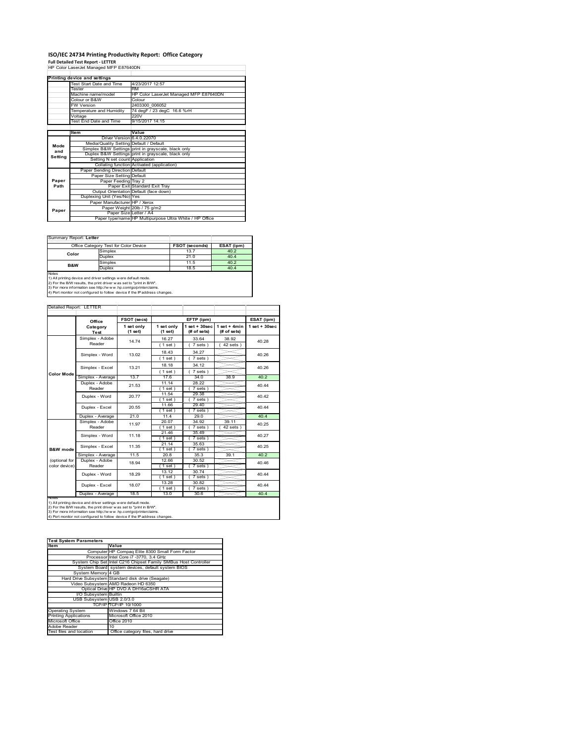# ISO/IEC 24734 Printing Productivity Report: Office Category

**Full Detailed Test Report - LETTER**

HP Color LaserJet Managed MFP E87640DN

| Printing device and settings | | |
|---|---|---|
| | Test Start Date and Time | 4/23/2017 12:57 |
| | Tester | RM |
| | Machine name/model | HP Color LaserJet Managed MFP E87640DN |
| | Colour or B&W | Colour |
| | FW Version | 2403300_006052 |
| | Temperature and Humidity | 74 degF / 23 degC 16.6 %rH |
| | Voltage | 220V |
| | Test End Date and Time | 9/15/2017 14:15 |

| | Item | Value |
|---|---|---|
| Mode and Setting | Driver Version | 6.4.0.22070 |
| | Media/Quality Setting | Default / Default |
| | Simplex B&W Settings | print in grayscale, black only |
| | Duplex B&W Settings | print in grayscale, black only |
| | Setting N set count | Application |
| | Collating function | Activated (application) |
| Paper Path | Paper Sending Direction | Default |
| | Paper Size Setting | Default |
| | Paper Feeding | Tray 2 |
| | Paper Exit | Standard Exit Tray |
| | Output Orientation | Default (face down) |
| | Duplexing Unit (Yes/No) | Yes |
| Paper | Paper Manufacturer | HP / Xerox |
| | Paper Weight | 20lb / 75 g/m2 |
| | Paper Size | Letter / A4 |
| | Paper type/name | HP Multipurpose Ultra White / HP Office |

Summary Report: **Letter**

| Office Category Test for Color Device | | FSOT (seconds) | ESAT (ipm) |
|---|---|---|---|
| Color | Simplex | 13.7 | 40.2 |
| | Duplex | 21.0 | 40.4 |
| B&W | Simplex | 11.5 | 40.2 |
| | Duplex | 18.5 | 40.4 |

Notes
1) All printing device and driver settings were default mode.
2) For the B/W results, the print driver was set to "print in B/W".
3) For more information see http://www.hp.com/go/printerclaims.
4) Port monitor not configured to follow device if the IP address changes.

Detailed Report: LETTER

| | Office Category Test | FSOT (secs) 1 set only (1 set) | EFTP (ipm) 1 set only (1 set) | EFTP (ipm) 1 set + 30sec (# of sets) | EFTP (ipm) 1 set + 4min (# of sets) | ESAT (ipm) 1 set + 30sec |
|---|---|---|---|---|---|---|
| Color Mode | Simplex - Adobe Reader | 14.74 | 16.27 (1 set) | 33.64 (7 sets) | 38.92 (42 sets) | 40.28 |
| | Simplex - Word | 13.02 | 18.43 (1 set) | 34.27 (7 sets) | | 40.26 |
| | Simplex - Excel | 13.21 | 18.18 (1 set) | 34.12 (7 sets) | | 40.26 |
| | Simplex - Average | 13.7 | 17.6 | 34.0 | 38.9 | 40.2 |
| | Duplex - Adobe Reader | 21.53 | 11.14 (1 set) | 28.22 (7 sets) | | 40.44 |
| | Duplex - Word | 20.77 | 11.54 (1 set) | 29.38 (7 sets) | | 40.42 |
| | Duplex - Excel | 20.55 | 11.66 (1 set) | 29.40 (7 sets) | | 40.44 |
| | Duplex - Average | 21.0 | 11.4 | 29.0 | | 40.4 |
| B&W mode (optional for color device) | Simplex - Adobe Reader | 11.97 | 20.07 (1 set) | 34.92 (7 sets) | 39.11 (42 sets) | 40.25 |
| | Simplex - Word | 11.18 | 21.46 (1 set) | 35.49 (7 sets) | | 40.27 |
| | Simplex - Excel | 11.35 | 21.14 (1 set) | 35.63 (7 sets) | | 40.25 |
| | Simplex - Average | 11.5 | 20.8 | 35.3 | 39.1 | 40.2 |
| | Duplex - Adobe Reader | 18.94 | 12.66 (1 set) | 30.52 (7 sets) | | 40.46 |
| | Duplex - Word | 18.29 | 13.12 (1 set) | 30.74 (7 sets) | | 40.44 |
| | Duplex - Excel | 18.07 | 13.28 (1 set) | 30.82 (7 sets) | | 40.44 |
| | Duplex - Average | 18.5 | 13.0 | 30.6 | | 40.4 |

Notes
1) All printing device and driver settings were default mode.
2) For the B/W results, the print driver was set to "print in B/W".
3) For more information see http://www.hp.com/go/printerclaims.
4) Port monitor not configured to follow device if the IP address changes.

| Test System Parameters | |
|---|---|
| Item | Value |
| Computer | HP Compaq Elite 8300 Small Form Factor |
| Processor | Intel Core i7 -3770, 3.4 GHz |
| System Chip Set | Intel C216 Chipset Family SMBus Host Controller |
| System Board | system devices, default system BIOS |
| System Memory | 4 GB |
| Hard Drive Subsystem | Standard disk drive (Seagate) |
| Video Subsystem | AMD Radeon HD 6350 |
| Optical Drive | HP DVD A DH16aCSHR ATA |
| I/O Subsystem | Builtin |
| USB Subsystem | USB 2.0/3.0 |
| TCP/IP | TCP/IP 10/1000 |
| Operating System | Windows 7 64 Bit |
| Printing Applications | Microsoft Office 2010 |
| Microsoft Office | Office 2010 |
| Adobe Reader | 10 |
| Test files and location | Office category files, hard drive |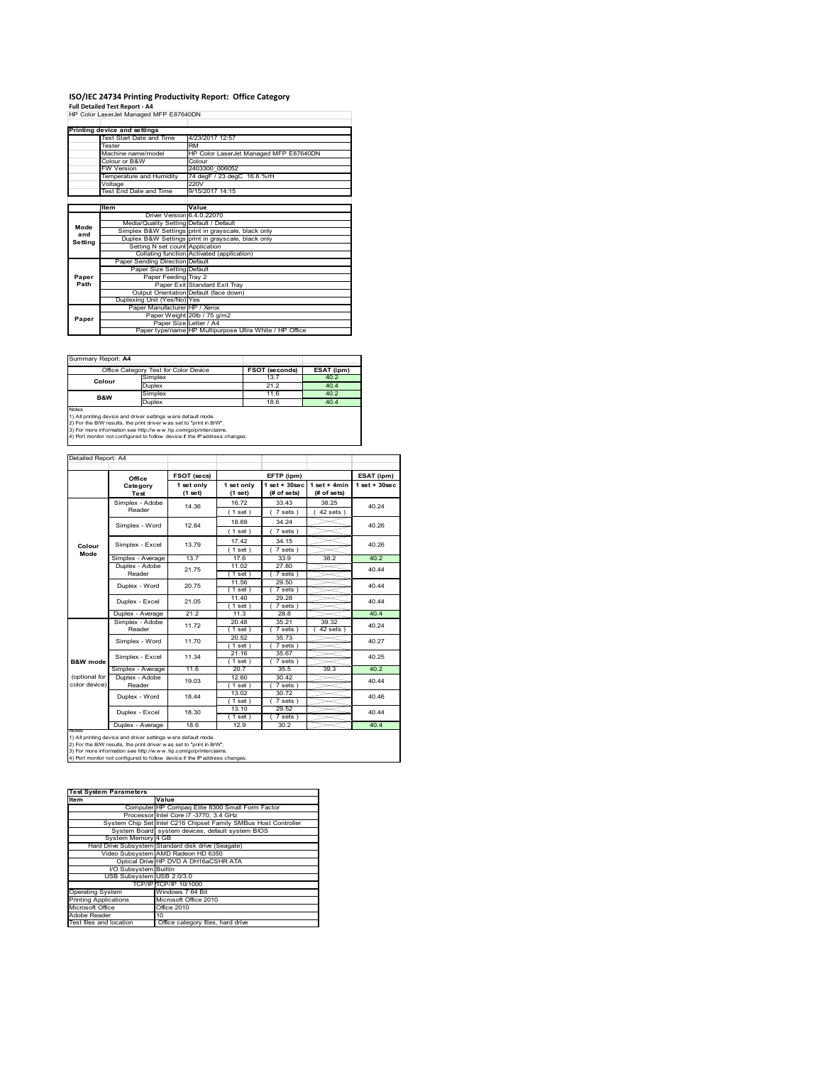# ISO/IEC 24734 Printing Productivity Report: Office Category

**Full Detailed Test Report - A4**

HP Color LaserJet Managed MFP E87640DN

| Printing device and settings | |
|---|---|
| Test Start Date and Time | 4/23/2017 12:57 |
| Tester | RM |
| Machine name/model | HP Color LaserJet Managed MFP E87640DN |
| Colour or B&W | Colour |
| FW Version | 2403300_006052 |
| Temperature and Humidity | 74 degF / 23 degC 16.6 %rH |
| Voltage | 220V |
| Test End Date and Time | 9/15/2017 14:15 |

| | Item | Value |
|---|---|---|
| Mode and Setting | Driver Version | 6.4.0.22070 |
| | Media/Quality Setting | Default / Default |
| | Simplex B&W Settings | print in grayscale, black only |
| | Duplex B&W Settings | print in grayscale, black only |
| | Setting N set count | Application |
| | Collating function | Activated (application) |
| Paper Path | Paper Sending Direction | Default |
| | Paper Size Setting | Default |
| | Paper Feeding | Tray 2 |
| | Paper Exit | Standard Exit Tray |
| | Output Orientation | Default (face down) |
| | Duplexing Unit (Yes/No) | Yes |
| Paper | Paper Manufacturer | HP / Xerox |
| | Paper Weight | 20lb / 75 g/m2 |
| | Paper Size | Letter / A4 |
| | Paper type/name | HP Multipurpose Ultra White / HP Office |

Summary Report: **A4**

| Office Category Test for Color Device | | FSOT (seconds) | ESAT (ipm) |
|---|---|---|---|
| Colour | Simplex | 13.7 | 40.2 |
| | Duplex | 21.2 | 40.4 |
| B&W | Simplex | 11.6 | 40.2 |
| | Duplex | 18.6 | 40.4 |

Notes
1) All printing device and driver settings were default mode.
2) For the B/W results, the print driver was set to "print in B/W".
3) For more information see http://www.hp.com/go/printerclaims.
4) Port monitor not configured to follow device if the IP address changes.

Detailed Report: A4

| | Office Category Test | FSOT (secs) 1 set only (1 set) | EFTP (ipm) 1 set only (1 set) | EFTP (ipm) 1 set + 30sec (# of sets) | EFTP (ipm) 1 set + 4min (# of sets) | ESAT (ipm) 1 set + 30sec |
|---|---|---|---|---|---|---|
| Colour Mode | Simplex - Adobe Reader | 14.36 | 16.72 (1 set) | 33.43 (7 sets) | 38.25 (42 sets) | 40.24 |
| | Simplex - Word | 12.84 | 18.69 (1 set) | 34.24 (7 sets) | | 40.26 |
| | Simplex - Excel | 13.79 | 17.42 (1 set) | 34.15 (7 sets) | | 40.26 |
| | Simplex - Average | 13.7 | 17.6 | 33.9 | 38.2 | 40.2 |
| | Duplex - Adobe Reader | 21.75 | 11.02 (1 set) | 27.80 (7 sets) | | 40.44 |
| | Duplex - Word | 20.75 | 11.56 (1 set) | 29.50 (7 sets) | | 40.44 |
| | Duplex - Excel | 21.05 | 11.40 (1 set) | 29.28 (7 sets) | | 40.44 |
| | Duplex - Average | 21.2 | 11.3 | 28.8 | | 40.4 |
| B&W mode (optional for color device) | Simplex - Adobe Reader | 11.72 | 20.48 (1 set) | 35.21 (7 sets) | 39.32 (42 sets) | 40.24 |
| | Simplex - Word | 11.70 | 20.52 (1 set) | 35.73 (7 sets) | | 40.27 |
| | Simplex - Excel | 11.34 | 21.16 (1 set) | 35.67 (7 sets) | | 40.25 |
| | Simplex - Average | 11.6 | 20.7 | 35.5 | 39.3 | 40.2 |
| | Duplex - Adobe Reader | 19.03 | 12.60 (1 set) | 30.42 (7 sets) | | 40.44 |
| | Duplex - Word | 18.44 | 13.02 (1 set) | 30.72 (7 sets) | | 40.46 |
| | Duplex - Excel | 18.30 | 13.10 (1 set) | 29.52 (7 sets) | | 40.44 |
| | Duplex - Average | 18.6 | 12.9 | 30.2 | | 40.4 |

Notes
1) All printing device and driver settings were default mode.
2) For the B/W results, the print driver was set to "print in B/W".
3) For more information see http://www.hp.com/go/printerclaims.
4) Port monitor not configured to follow device if the IP address changes.

| Test System Parameters | |
|---|---|
| Item | Value |
| Computer | HP Compaq Elite 8300 Small Form Factor |
| Processor | Intel Core i7 -3770, 3.4 GHz |
| System Chip Set | Intel C216 Chipset Family SMBus Host Controller |
| System Board | system devices, default system BIOS |
| System Memory | 4 GB |
| Hard Drive Subsystem | Standard disk drive (Seagate) |
| Video Subsystem | AMD Radeon HD 6350 |
| Optical Drive | HP DVD A DH16aCSHR ATA |
| I/O Subsystem | Builtin |
| USB Subsystem | USB 2.0/3.0 |
| TCP/IP | TCP/IP 10/1000 |
| Operating System | Windows 7 64 Bit |
| Printing Applications | Microsoft Office 2010 |
| Microsoft Office | Office 2010 |
| Adobe Reader | 10 |
| Test files and location | Office category files, hard drive |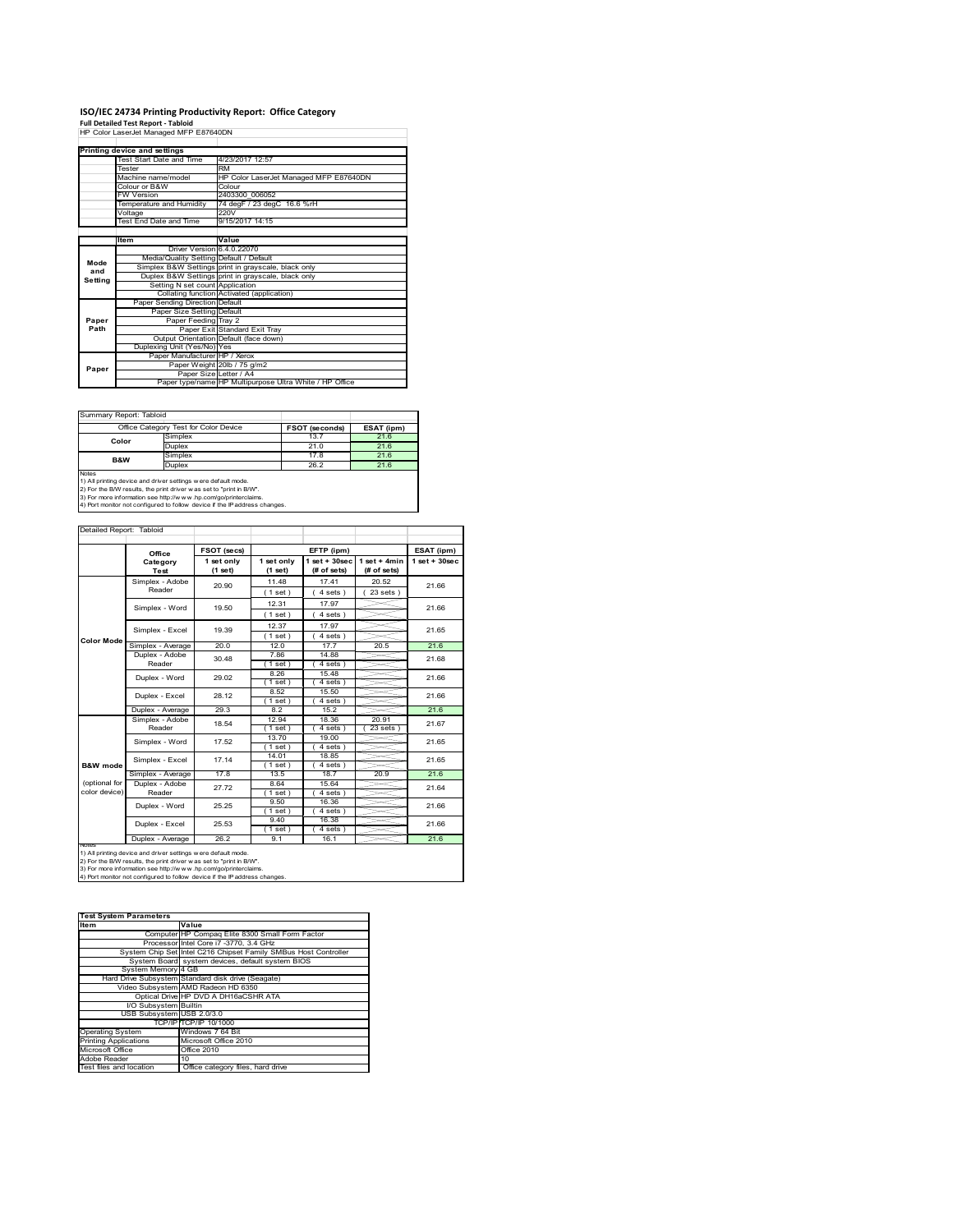# ISO/IEC 24734 Printing Productivity Report: Office Category

**Full Detailed Test Report - Tabloid**

HP Color LaserJet Managed MFP E87640DN

| Printing device and settings | |
|---|---|
| Test Start Date and Time | 4/23/2017 12:57 |
| Tester | RM |
| Machine name/model | HP Color LaserJet Managed MFP E87640DN |
| Colour or B&W | Colour |
| FW Version | 2403300_006052 |
| Temperature and Humidity | 74 degF / 23 degC 16.6 %rH |
| Voltage | 220V |
| Test End Date and Time | 9/15/2017 14:15 |

| | Item | Value |
|---|---|---|
| Mode and Setting | Driver Version | 6.4.0.22070 |
| | Media/Quality Setting | Default / Default |
| | Simplex B&W Settings | print in grayscale, black only |
| | Duplex B&W Settings | print in grayscale, black only |
| | Setting N set count | Application |
| | Collating function | Activated (application) |
| Paper Path | Paper Sending Direction | Default |
| | Paper Size Setting | Default |
| | Paper Feeding | Tray 2 |
| | Paper Exit | Standard Exit Tray |
| | Output Orientation | Default (face down) |
| | Duplexing Unit (Yes/No) | Yes |
| Paper | Paper Manufacturer | HP / Xerox |
| | Paper Weight | 20lb / 75 g/m2 |
| | Paper Size | Letter / A4 |
| | Paper type/name | HP Multipurpose Ultra White / HP Office |

Summary Report: Tabloid

| Office Category Test for Color Device | | FSOT (seconds) | ESAT (ipm) |
|---|---|---|---|
| Color | Simplex | 13.7 | 21.6 |
| | Duplex | 21.0 | 21.6 |
| B&W | Simplex | 17.8 | 21.6 |
| | Duplex | 26.2 | 21.6 |

Notes
1) All printing device and driver settings were default mode.
2) For the B/W results, the print driver was set to "print in B/W".
3) For more information see http://www.hp.com/go/printerclaims.
4) Port monitor not configured to follow device if the IP address changes.

Detailed Report: Tabloid

| | Office Category Test | FSOT (secs) 1 set only (1 set) | EFTP (ipm) 1 set only (1 set) | EFTP (ipm) 1 set + 30sec (# of sets) | EFTP (ipm) 1 set + 4min (# of sets) | ESAT (ipm) 1 set + 30sec |
|---|---|---|---|---|---|---|
| Color Mode | Simplex - Adobe Reader | 20.90 | 11.48 (1 set) | 17.41 (4 sets) | 20.52 (23 sets) | 21.66 |
| | Simplex - Word | 19.50 | 12.31 (1 set) | 17.97 (4 sets) | | 21.66 |
| | Simplex - Excel | 19.39 | 12.37 (1 set) | 17.97 (4 sets) | | 21.65 |
| | Simplex - Average | 20.0 | 12.0 | 17.7 | 20.5 | 21.6 |
| | Duplex - Adobe Reader | 30.48 | 7.86 (1 set) | 14.88 (4 sets) | | 21.68 |
| | Duplex - Word | 29.02 | 8.26 (1 set) | 15.48 (4 sets) | | 21.66 |
| | Duplex - Excel | 28.12 | 8.52 (1 set) | 15.50 (4 sets) | | 21.66 |
| | Duplex - Average | 29.3 | 8.2 | 15.2 | | 21.6 |
| B&W mode (optional for color device) | Simplex - Adobe Reader | 18.54 | 12.94 (1 set) | 18.36 (4 sets) | 20.91 (23 sets) | 21.67 |
| | Simplex - Word | 17.52 | 13.70 (1 set) | 19.00 (4 sets) | | 21.65 |
| | Simplex - Excel | 17.14 | 14.01 (1 set) | 18.85 (4 sets) | | 21.65 |
| | Simplex - Average | 17.8 | 13.5 | 18.7 | 20.9 | 21.6 |
| | Duplex - Adobe Reader | 27.72 | 8.64 (1 set) | 15.64 (4 sets) | | 21.64 |
| | Duplex - Word | 25.25 | 9.50 (1 set) | 16.36 (4 sets) | | 21.66 |
| | Duplex - Excel | 25.53 | 9.40 (1 set) | 16.38 (4 sets) | | 21.66 |
| | Duplex - Average | 26.2 | 9.1 | 16.1 | | 21.6 |

Notes
1) All printing device and driver settings were default mode.
2) For the B/W results, the print driver was set to "print in B/W".
3) For more information see http://www.hp.com/go/printerclaims.
4) Port monitor not configured to follow device if the IP address changes.

| Test System Parameters | |
|---|---|
| Item | Value |
| Computer | HP Compaq Elite 8300 Small Form Factor |
| Processor | Intel Core i7 -3770, 3.4 GHz |
| System Chip Set | Intel C216 Chipset Family SMBus Host Controller |
| System Board | system devices, default system BIOS |
| System Memory | 4 GB |
| Hard Drive Subsystem | Standard disk drive (Seagate) |
| Video Subsystem | AMD Radeon HD 6350 |
| Optical Drive | HP DVD A DH16aCSHR ATA |
| I/O Subsystem | Builtin |
| USB Subsystem | USB 2.0/3.0 |
| TCP/IP | TCP/IP 10/1000 |
| Operating System | Windows 7 64 Bit |
| Printing Applications | Microsoft Office 2010 |
| Microsoft Office | Office 2010 |
| Adobe Reader | 10 |
| Test files and location | Office category files, hard drive |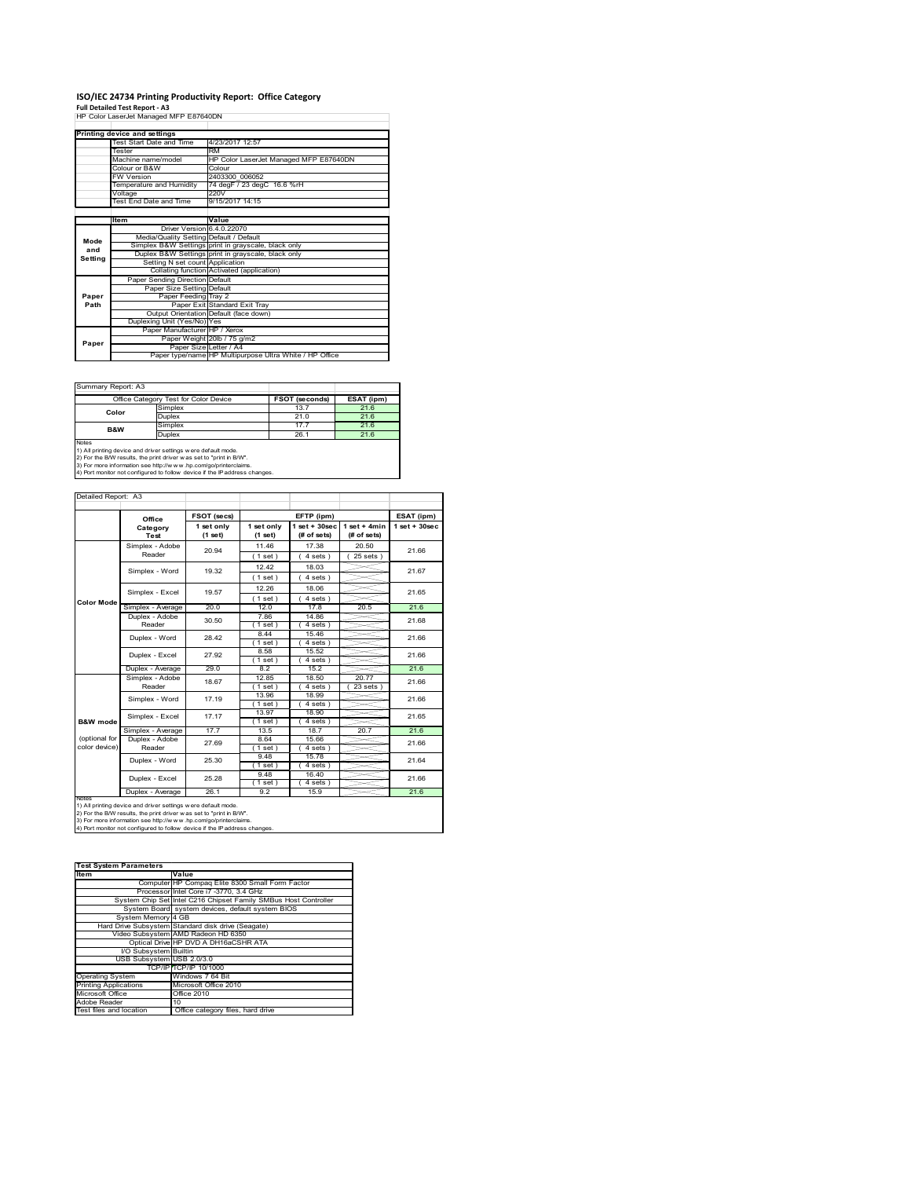# ISO/IEC 24734 Printing Productivity Report: Office Category

**Full Detailed Test Report - A3**

HP Color LaserJet Managed MFP E87640DN

| Printing device and settings | |
|---|---|
| Test Start Date and Time | 4/23/2017 12:57 |
| Tester | RM |
| Machine name/model | HP Color LaserJet Managed MFP E87640DN |
| Colour or B&W | Colour |
| FW Version | 2403300_006052 |
| Temperature and Humidity | 74 degF / 23 degC 16.6 %rH |
| Voltage | 220V |
| Test End Date and Time | 9/15/2017 14:15 |

| | Item | Value |
|---|---|---|
| Mode and Setting | Driver Version | 6.4.0.22070 |
| | Media/Quality Setting | Default / Default |
| | Simplex B&W Settings | print in grayscale, black only |
| | Duplex B&W Settings | print in grayscale, black only |
| | Setting N set count | Application |
| | Collating function | Activated (application) |
| Paper Path | Paper Sending Direction | Default |
| | Paper Size Setting | Default |
| | Paper Feeding | Tray 2 |
| | Paper Exit | Standard Exit Tray |
| | Output Orientation | Default (face down) |
| | Duplexing Unit (Yes/No) | Yes |
| Paper | Paper Manufacturer | HP / Xerox |
| | Paper Weight | 20lb / 75 g/m2 |
| | Paper Size | Letter / A4 |
| | Paper type/name | HP Multipurpose Ultra White / HP Office |

Summary Report: A3

| Office Category Test for Color Device | | FSOT (seconds) | ESAT (ipm) |
|---|---|---|---|
| Color | Simplex | 13.7 | 21.6 |
| | Duplex | 21.0 | 21.6 |
| B&W | Simplex | 17.7 | 21.6 |
| | Duplex | 26.1 | 21.6 |

Notes
1) All printing device and driver settings were default mode.
2) For the B/W results, the print driver was set to "print in B/W".
3) For more information see http://www.hp.com/go/printerclaims.
4) Port monitor not configured to follow device if the IP address changes.

Detailed Report: A3

| | Office Category Test | FSOT (secs) 1 set only (1 set) | EFTP (ipm) 1 set only (1 set) | EFTP (ipm) 1 set + 30sec (# of sets) | EFTP (ipm) 1 set + 4min (# of sets) | ESAT (ipm) 1 set + 30sec |
|---|---|---|---|---|---|---|
| Color Mode | Simplex - Adobe Reader | 20.94 | 11.46 (1 set) | 17.38 (4 sets) | 20.50 (25 sets) | 21.66 |
| | Simplex - Word | 19.32 | 12.42 (1 set) | 18.03 (4 sets) | | 21.67 |
| | Simplex - Excel | 19.57 | 12.26 (1 set) | 18.06 (4 sets) | | 21.65 |
| | Simplex - Average | 20.0 | 12.0 | 17.8 | 20.5 | 21.6 |
| | Duplex - Adobe Reader | 30.50 | 7.86 (1 set) | 14.86 (4 sets) | | 21.68 |
| | Duplex - Word | 28.42 | 8.44 (1 set) | 15.46 (4 sets) | | 21.66 |
| | Duplex - Excel | 27.92 | 8.58 (1 set) | 15.52 (4 sets) | | 21.66 |
| | Duplex - Average | 29.0 | 8.2 | 15.2 | | 21.6 |
| B&W mode (optional for color device) | Simplex - Adobe Reader | 18.67 | 12.85 (1 set) | 18.50 (4 sets) | 20.77 (23 sets) | 21.66 |
| | Simplex - Word | 17.19 | 13.96 (1 set) | 18.99 (4 sets) | | 21.66 |
| | Simplex - Excel | 17.17 | 13.97 (1 set) | 18.90 (4 sets) | | 21.65 |
| | Simplex - Average | 17.7 | 13.5 | 18.7 | 20.7 | 21.6 |
| | Duplex - Adobe Reader | 27.69 | 8.64 (1 set) | 15.66 (4 sets) | | 21.66 |
| | Duplex - Word | 25.30 | 9.48 (1 set) | 15.78 (4 sets) | | 21.64 |
| | Duplex - Excel | 25.28 | 9.48 (1 set) | 16.40 (4 sets) | | 21.66 |
| | Duplex - Average | 26.1 | 9.2 | 15.9 | | 21.6 |

Notes
1) All printing device and driver settings were default mode.
2) For the B/W results, the print driver was set to "print in B/W".
3) For more information see http://www.hp.com/go/printerclaims.
4) Port monitor not configured to follow device if the IP address changes.

| Test System Parameters | |
|---|---|
| **Item** | **Value** |
| Computer | HP Compaq Elite 8300 Small Form Factor |
| Processor | Intel Core i7 -3770, 3.4 GHz |
| System Chip Set | Intel C216 Chipset Family SMBus Host Controller |
| System Board | system devices, default system BIOS |
| System Memory | 4 GB |
| Hard Drive Subsystem | Standard disk drive (Seagate) |
| Video Subsystem | AMD Radeon HD 6350 |
| Optical Drive | HP DVD A DH16aCSHR ATA |
| I/O Subsystem | Builtin |
| USB Subsystem | USB 2.0/3.0 |
| TCP/IP | TCP/IP 10/1000 |
| Operating System | Windows 7 64 Bit |
| Printing Applications | Microsoft Office 2010 |
| Microsoft Office | Office 2010 |
| Adobe Reader | 10 |
| Test files and location | Office category files, hard drive |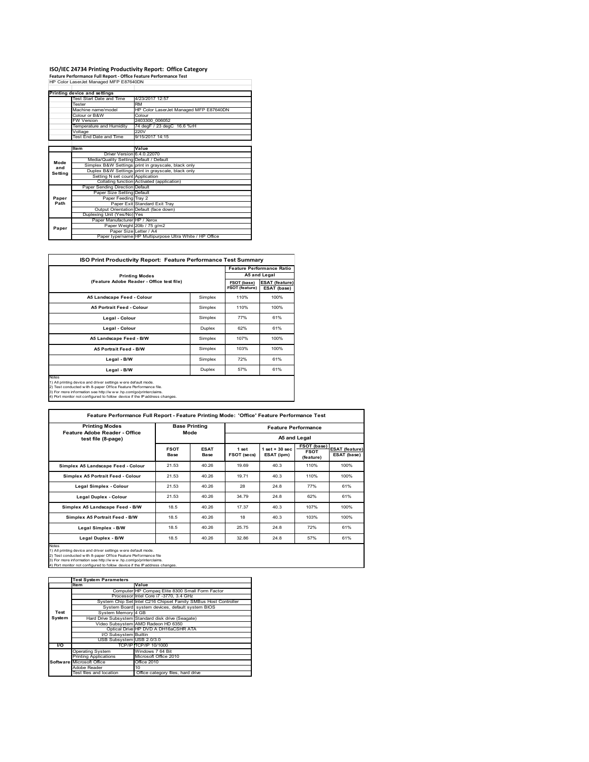# ISO/IEC 24734 Printing Productivity Report: Office Category

**Feature Performance Full Report - Office Feature Performance Test**

HP Color LaserJet Managed MFP E87640DN

| Printing device and settings | |
|---|---|
| Test Start Date and Time | 4/23/2017 12:57 |
| Tester | RM |
| Machine name/model | HP Color LaserJet Managed MFP E87640DN |
| Colour or B&W | Colour |
| FW Version | 2403300_006052 |
| Temperature and Humidity | 74 degF / 23 degC 16.6 %rH |
| Voltage | 220V |
| Test End Date and Time | 9/15/2017 14:15 |

| | Item | Value |
|---|---|---|
| Mode and Setting | Driver Version | 6.4.0.22070 |
| | Media/Quality Setting | Default / Default |
| | Simplex B&W Settings | print in grayscale, black only |
| | Duplex B&W Settings | print in grayscale, black only |
| | Setting N set count | Application |
| | Collating function | Activated (application) |
| Paper Path | Paper Sending Direction | Default |
| | Paper Size Setting | Default |
| | Paper Feeding | Tray 2 |
| | Paper Exit | Standard Exit Tray |
| | Output Orientation | Default (face down) |
| | Duplexing Unit (Yes/No) | Yes |
| Paper | Paper Manufacturer | HP / Xerox |
| | Paper Weight | 20lb / 75 g/m2 |
| | Paper Size | Letter / A4 |
| | Paper type/name | HP Multipurpose Ultra White / HP Office |

## ISO Print Productivity Report: Feature Performance Test Summary

| Printing Modes (Feature Adobe Reader - Office test file) | | Feature Performance Ratio A5 and Legal | |
|---|---|---|---|
| | | FSOT (base) / FSOT (feature) | ESAT (feature) / ESAT (base) |
| A5 Landscape Feed - Colour | Simplex | 110% | 100% |
| A5 Portrait Feed - Colour | Simplex | 110% | 100% |
| Legal - Colour | Simplex | 77% | 61% |
| Legal - Colour | Duplex | 62% | 61% |
| A5 Landscape Feed - B/W | Simplex | 107% | 100% |
| A5 Portrait Feed - B/W | Simplex | 103% | 100% |
| Legal - B/W | Simplex | 72% | 61% |
| Legal - B/W | Duplex | 57% | 61% |

Notes
1) All printing device and driver settings were default mode.
2) Test conducted with 8-paper Office Feature Performance file.
3) For more information see http://www.hp.com/go/printerclaims.
4) Port monitor not configured to follow device if the IP address changes.

## Feature Performance Full Report - Feature Printing Mode: 'Office' Feature Performance Test

| Printing Modes Feature Adobe Reader - Office test file (8-page) | Base Printing Mode | | Feature Performance A5 and Legal | | | |
|---|---|---|---|---|---|---|
| | FSOT Base | ESAT Base | 1 set FSOT (secs) | 1 set + 30 sec ESAT (ipm) | FSOT (base) / FSOT (feature) | ESAT (feature) / ESAT (base) |
| Simplex A5 Landscape Feed - Colour | 21.53 | 40.26 | 19.69 | 40.3 | 110% | 100% |
| Simplex A5 Portrait Feed - Colour | 21.53 | 40.26 | 19.71 | 40.3 | 110% | 100% |
| Legal Simplex - Colour | 21.53 | 40.26 | 28 | 24.8 | 77% | 61% |
| Legal Duplex - Colour | 21.53 | 40.26 | 34.79 | 24.8 | 62% | 61% |
| Simplex A5 Landscape Feed - B/W | 18.5 | 40.26 | 17.37 | 40.3 | 107% | 100% |
| Simplex A5 Portrait Feed - B/W | 18.5 | 40.26 | 18 | 40.3 | 103% | 100% |
| Legal Simplex - B/W | 18.5 | 40.26 | 25.75 | 24.8 | 72% | 61% |
| Legal Duplex - B/W | 18.5 | 40.26 | 32.86 | 24.8 | 57% | 61% |

Notes
1) All printing device and driver settings were default mode.
2) Test conducted with 8-paper Office Feature Performance file
3) For more information see http://www.hp.com/go/printerclaims.
4) Port monitor not configured to follow device if the IP address changes.

| Test System Parameters | Item | Value |
|---|---|---|
| Test System | Computer | HP Compaq Elite 8300 Small Form Factor |
| | Processor | Intel Core i7 -3770, 3.4 GHz |
| | System Chip Set | Intel C216 Chipset Family SMBus Host Controller |
| | System Board | system devices, default system BIOS |
| | System Memory | 4 GB |
| | Hard Drive Subsystem | Standard disk drive (Seagate) |
| | Video Subsystem | AMD Radeon HD 6350 |
| | Optical Drive | HP DVD A DH16aCSHR ATA |
| | I/O Subsystem | Builtin |
| | USB Subsystem | USB 2.0/3.0 |
| I/O | TCP/IP | TCP/IP 10/1000 |
| Software | Operating System | Windows 7 64 Bit |
| | Printing Applications | Microsoft Office 2010 |
| | Microsoft Office | Office 2010 |
| | Adobe Reader | 10 |
| | Test files and location | Office category files, hard drive |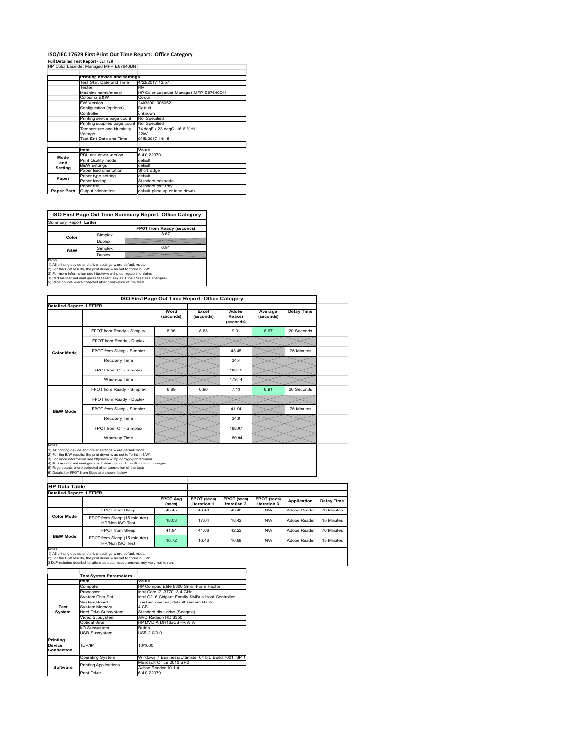# ISO/IEC 17629 First Print Out Time Report: Office Category

**Full Detailed Test Report - LETTER**

HP Color LaserJet Managed MFP E87640DN

| | Printing device and settings | |
|---|---|---|
| | Test Start Date and Time | 4/23/2017 12:57 |
| | Tester | RM |
| | Machine name/model | HP Color LaserJet Managed MFP E87640DN |
| | Colour or B&W | Colour |
| | FW Version | 2403300_006052 |
| | Configuration (options) | Default |
| | Controller | unknown |
| | Printing device page count | Not Specified |
| | Printing supplies page count | Not Specified |
| | Temperature and Humidity | 74 degF / 23 degC 16.6 %rH |
| | Voltage | 220V |
| | Test End Date and Time | 9/15/2017 14:15 |

| | Item | Value |
|---|---|---|
| Mode and Setting | PDL and driver version | 6.4.0.22070 |
| | Print Quality mode | default |
| | B&W settings | default |
| | Paper feed orientation | Short Edge |
| Paper | Paper type setting | default |
| | Paper feeding | Standard cassette |
| Paper Path | Paper exit | Standard exit tray |
| | Output orientation | default (face up or face down) |

**ISO First Page Out Time Summary Report: Office Category**

Summary Report: **Letter**

| | | FPOT from Ready (seconds) |
|---|---|---|
| Color | Simplex | 8.67 |
| | Duplex | |
| B&W | Simplex | 6.91 |
| | Duplex | |

Notes
1) All printing device and driver settings were default mode.
2) For the B/W results, the print driver was set to "print in B/W".
3) For more information see http://www.hp.com/go/printerclaims.
4) Port monitor not configured to follow device if the IP address changes.
5) Page counts were collected after completion of the tests.

**ISO First Page Out Time Report: Office Category**

Detailed Report: LETTER

| | | Word (seconds) | Excel (seconds) | Adobe Reader (seconds) | Average (seconds) | Delay Time |
|---|---|---|---|---|---|---|
| Color Mode | FPOT from Ready - Simplex | 8.36 | 8.63 | 9.01 | 8.67 | 20 Seconds |
| | FPOT from Ready - Duplex | | | | | |
| | FPOT from Sleep - Simplex | | | 43.45 | | 76 Minutes |
| | Recovery Time | | | 34.4 | | |
| | FPOT from Off - Simplex | | | 188.15 | | |
| | Warm-up Time | | | 179.14 | | |
| B&W Mode | FPOT from Ready - Simplex | 6.69 | 6.90 | 7.13 | 6.91 | 20 Seconds |
| | FPOT from Ready - Duplex | | | | | |
| | FPOT from Sleep - Simplex | | | 41.94 | | 76 Minutes |
| | Recovery Time | | | 34.8 | | |
| | FPOT from Off - Simplex | | | 188.07 | | |
| | Warm-up Time | | | 180.94 | | |

Notes
1) All printing device and driver settings were default mode.
2) For the B/W results, the print driver was set to "print in B/W".
3) For more information see http://www.hp.com/go/printerclaims.
4) Port monitor not configured to follow device if the IP address changes.
5) Page counts were collected after completion of the tests.
6) Details for FPOT from Sleep are shown below.

**HP Data Table**

Detailed Report: LETTER

| | | FPOT Avg (secs) | FPOT (secs) Iteration 1 | FPOT (secs) Iteration 2 | FPOT (secs) Iteration 3 | Application | Delay Time |
|---|---|---|---|---|---|---|---|
| Color Mode | FPOT from Sleep | 43.45 | 43.48 | 43.42 | N/A | Adobe Reader | 76 Minutes |
| | FPOT from Sleep (15 minutes) HP/Non ISO Test | 18.03 | 17.64 | 18.42 | N/A | Adobe Reader | 15 Minutes |
| B&W Mode | FPOT from Sleep | 41.94 | 41.66 | 42.22 | N/A | Adobe Reader | 76 Minutes |
| | FPOT from Sleep (15 minutes) HP/Non ISO Test | 16.72 | 16.46 | 16.98 | N/A | Adobe Reader | 15 Minutes |

Notes
1) All printing device and driver settings were default mode.
2) For the B/W results, the print driver was set to "print in B/W".
3 DLP includes detailed iterations as data measurements may vary run to run.

| | Test System Parameters | |
|---|---|---|
| | Item | Value |
| Test System | Computer | HP Compaq Elite 8300 Small Form Factor |
| | Processor | Intel Core i7 -3770, 3.4 GHz |
| | System Chip Set | Intel C216 Chipset Family SMBus Host Controller |
| | System Board | system devices, default system BIOS |
| | System Memory | 4 GB |
| | Hard Drive Subsystem | Standard disk drive (Seagate) |
| | Video Subsystem | AMD Radeon HD 6350 |
| | Optical Drive | HP DVD A DH16aCSHR ATA |
| | I/O Subsystem | Builtin |
| | USB Subsystem | USB 2.0/3.0 |
| Printing Device Connection | TCP/IP | 10/1000 |
| Software | Operating System | Windows 7 Business/Ultimate, 64 bit, Build 7601, SP 1 |
| | Printing Applications | Microsoft Office 2010 SP2 |
| | | Adobe Reader 10.1.4 |
| | Print Driver | 6.4.0.22070 |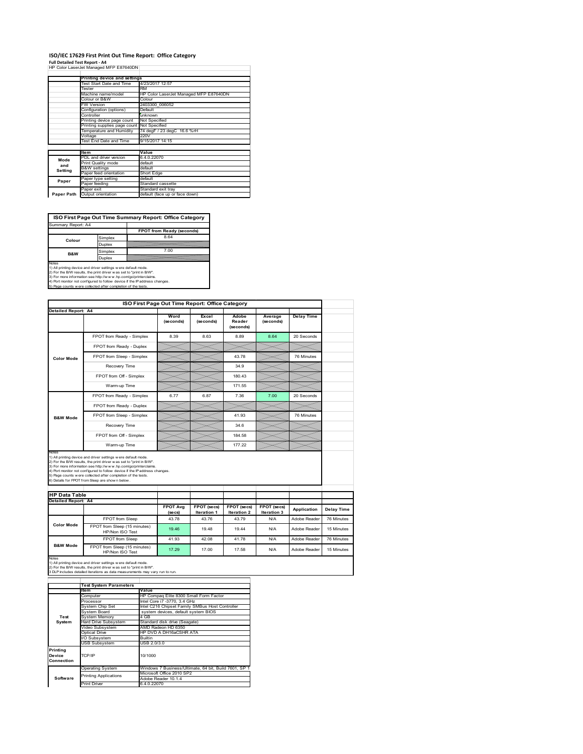# ISO/IEC 17629 First Print Out Time Report: Office Category

**Full Detailed Test Report - A4**

HP Color LaserJet Managed MFP E87640DN

| | Printing device and settings | |
|---|---|---|
| | Test Start Date and Time | 4/23/2017 12:57 |
| | Tester | RM |
| | Machine name/model | HP Color LaserJet Managed MFP E87640DN |
| | Colour or B&W | Colour |
| | FW Version | 2403300_006052 |
| | Configuration (options) | Default |
| | Controller | unknown |
| | Printing device page count | Not Specified |
| | Printing supplies page count | Not Specified |
| | Temperature and Humidity | 74 degF / 23 degC 16.6 %rH |
| | Voltage | 220V |
| | Test End Date and Time | 9/15/2017 14:15 |

| | Item | Value |
|---|---|---|
| Mode and Setting | PDL and driver version | 6.4.0.22070 |
| | Print Quality mode | default |
| | B&W settings | default |
| | Paper feed orientation | Short Edge |
| Paper | Paper type setting | default |
| | Paper feeding | Standard cassette |
| | Paper exit | Standard exit tray |
| Paper Path | Output orientation | default (face up or face down) |

**ISO First Page Out Time Summary Report: Office Category**

Summary Report: A4

| | | FPOT from Ready (seconds) |
|---|---|---|
| Colour | Simplex | 8.64 |
| | Duplex | |
| B&W | Simplex | 7.00 |
| | Duplex | |

Notes
1) All printing device and driver settings were default mode.
2) For the B/W results, the print driver was set to "print in B/W".
3) For more information see http://www.hp.com/go/printerclaims.
4) Port monitor not configured to follow device if the IP address changes.
5) Page counts were collected after completion of the tests.

**ISO First Page Out Time Report: Office Category**

Detailed Report: A4

| | | Word (seconds) | Excel (seconds) | Adobe Reader (seconds) | Average (seconds) | Delay Time |
|---|---|---|---|---|---|---|
| Color Mode | FPOT from Ready - Simplex | 8.39 | 8.63 | 8.89 | 8.64 | 20 Seconds |
| | FPOT from Ready - Duplex | | | | | |
| | FPOT from Sleep - Simplex | | | 43.78 | | 76 Minutes |
| | Recovery Time | | | 34.9 | | |
| | FPOT from Off - Simplex | | | 180.43 | | |
| | Warm-up Time | | | 171.55 | | |
| B&W Mode | FPOT from Ready - Simplex | 6.77 | 6.87 | 7.36 | 7.00 | 20 Seconds |
| | FPOT from Ready - Duplex | | | | | |
| | FPOT from Sleep - Simplex | | | 41.93 | | 76 Minutes |
| | Recovery Time | | | 34.6 | | |
| | FPOT from Off - Simplex | | | 184.58 | | |
| | Warm-up Time | | | 177.22 | | |

Notes
1) All printing device and driver settings were default mode.
2) For the B/W results, the print driver was set to "print in B/W".
3) For more information see http://www.hp.com/go/printerclaims.
4) Port monitor not configured to follow device if the IP address changes.
5) Page counts were collected after completion of the tests.
6) Details for FPOT from Sleep are shown below.

**HP Data Table**

Detailed Report: A4

| | | FPOT Avg (secs) | FPOT (secs) Iteration 1 | FPOT (secs) Iteration 2 | FPOT (secs) Iteration 3 | Application | Delay Time |
|---|---|---|---|---|---|---|---|
| Color Mode | FPOT from Sleep | 43.78 | 43.76 | 43.79 | N/A | Adobe Reader | 76 Minutes |
| | FPOT from Sleep (15 minutes) HP/Non ISO Test | 19.46 | 19.48 | 19.44 | N/A | Adobe Reader | 15 Minutes |
| B&W Mode | FPOT from Sleep | 41.93 | 42.08 | 41.78 | N/A | Adobe Reader | 76 Minutes |
| | FPOT from Sleep (15 minutes) HP/Non ISO Test | 17.29 | 17.00 | 17.58 | N/A | Adobe Reader | 15 Minutes |

Notes
1) All printing device and driver settings were default mode.
2) For the B/W results, the print driver was set to "print in B/W".
3 DLP includes detailed iterations as data measurements may vary run to run.

| | Test System Parameters | |
|---|---|---|
| | Item | Value |
| Test System | Computer | HP Compaq Elite 8300 Small Form Factor |
| | Processor | Intel Core i7 -3770, 3.4 GHz |
| | System Chip Set | Intel C216 Chipset Family SMBus Host Controller |
| | System Board | system devices, default system BIOS |
| | System Memory | 4 GB |
| | Hard Drive Subsystem | Standard disk drive (Seagate) |
| | Video Subsystem | AMD Radeon HD 6350 |
| | Optical Drive | HP DVD A DH16aCSHR ATA |
| | I/O Subsystem | Builtin |
| | USB Subsystem | USB 2.0/3.0 |
| Printing Device Connection | TCP/IP | 10/1000 |
| Software | Operating System | Windows 7 Business/Ultimate, 64 bit, Build 7601, SP 1 |
| | Printing Applications | Microsoft Office 2010 SP2 |
| | | Adobe Reader 10.1.4 |
| | Print Driver | 6.4.0.22070 |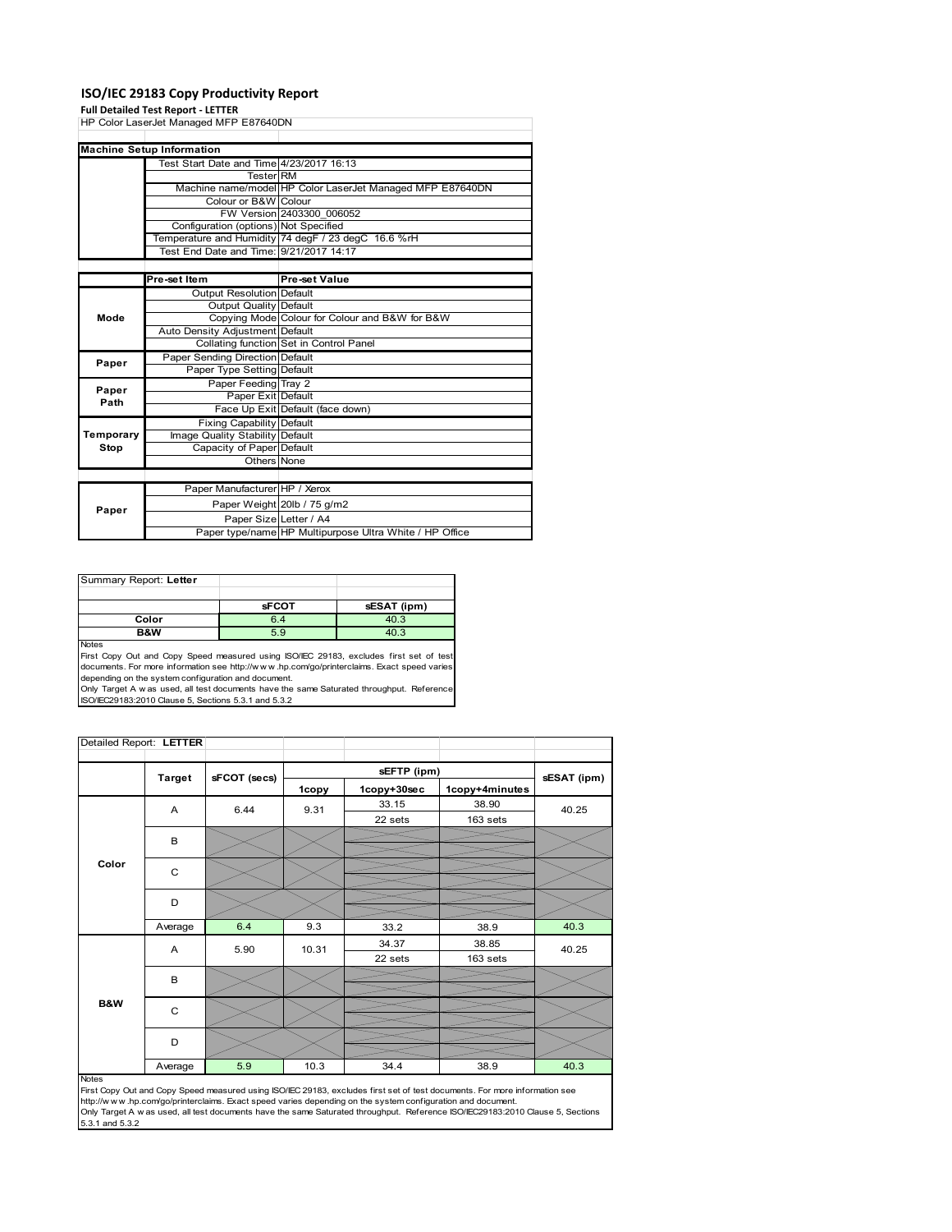# ISO/IEC 29183 Copy Productivity Report

**Full Detailed Test Report - LETTER**

HP Color LaserJet Managed MFP E87640DN

| Machine Setup Information | | |
|---|---|---|
| | Test Start Date and Time | 4/23/2017 16:13 |
| | Tester | RM |
| | Machine name/model | HP Color LaserJet Managed MFP E87640DN |
| | Colour or B&W | Colour |
| | FW Version | 2403300_006052 |
| | Configuration (options) | Not Specified |
| | Temperature and Humidity | 74 degF / 23 degC 16.6 %rH |
| | Test End Date and Time: | 9/21/2017 14:17 |
| | **Pre-set Item** | **Pre-set Value** |
| Mode | Output Resolution | Default |
| | Output Quality | Default |
| | Copying Mode | Colour for Colour and B&W for B&W |
| | Auto Density Adjustment | Default |
| | Collating function | Set in Control Panel |
| Paper | Paper Sending Direction | Default |
| | Paper Type Setting | Default |
| Paper Path | Paper Feeding | Tray 2 |
| | Paper Exit | Default |
| | Face Up Exit | Default (face down) |
| Temporary Stop | Fixing Capability | Default |
| | Image Quality Stability | Default |
| | Capacity of Paper | Default |
| | Others | None |
| Paper | Paper Manufacturer | HP / Xerox |
| | Paper Weight | 20lb / 75 g/m2 |
| | Paper Size | Letter / A4 |
| | Paper type/name | HP Multipurpose Ultra White / HP Office |

Summary Report: **Letter**

| | sFCOT | sESAT (ipm) |
|---|---|---|
| Color | 6.4 | 40.3 |
| B&W | 5.9 | 40.3 |

Notes
First Copy Out and Copy Speed measured using ISO/IEC 29183, excludes first set of test documents. For more information see http://www.hp.com/go/printerclaims. Exact speed varies depending on the system configuration and document.
Only Target A was used, all test documents have the same Saturated throughput. Reference ISO/IEC29183:2010 Clause 5, Sections 5.3.1 and 5.3.2

Detailed Report: **LETTER**

| | Target | sFCOT (secs) | sEFTP (ipm) 1copy | sEFTP (ipm) 1copy+30sec | sEFTP (ipm) 1copy+4minutes | sESAT (ipm) |
|---|---|---|---|---|---|---|
| Color | A | 6.44 | 9.31 | 33.15<br>22 sets | 38.90<br>163 sets | 40.25 |
| | B | | | | | |
| | C | | | | | |
| | D | | | | | |
| | Average | 6.4 | 9.3 | 33.2 | 38.9 | 40.3 |
| B&W | A | 5.90 | 10.31 | 34.37<br>22 sets | 38.85<br>163 sets | 40.25 |
| | B | | | | | |
| | C | | | | | |
| | D | | | | | |
| | Average | 5.9 | 10.3 | 34.4 | 38.9 | 40.3 |

Notes
First Copy Out and Copy Speed measured using ISO/IEC 29183, excludes first set of test documents. For more information see http://www.hp.com/go/printerclaims. Exact speed varies depending on the system configuration and document.
Only Target A was used, all test documents have the same Saturated throughput. Reference ISO/IEC29183:2010 Clause 5, Sections 5.3.1 and 5.3.2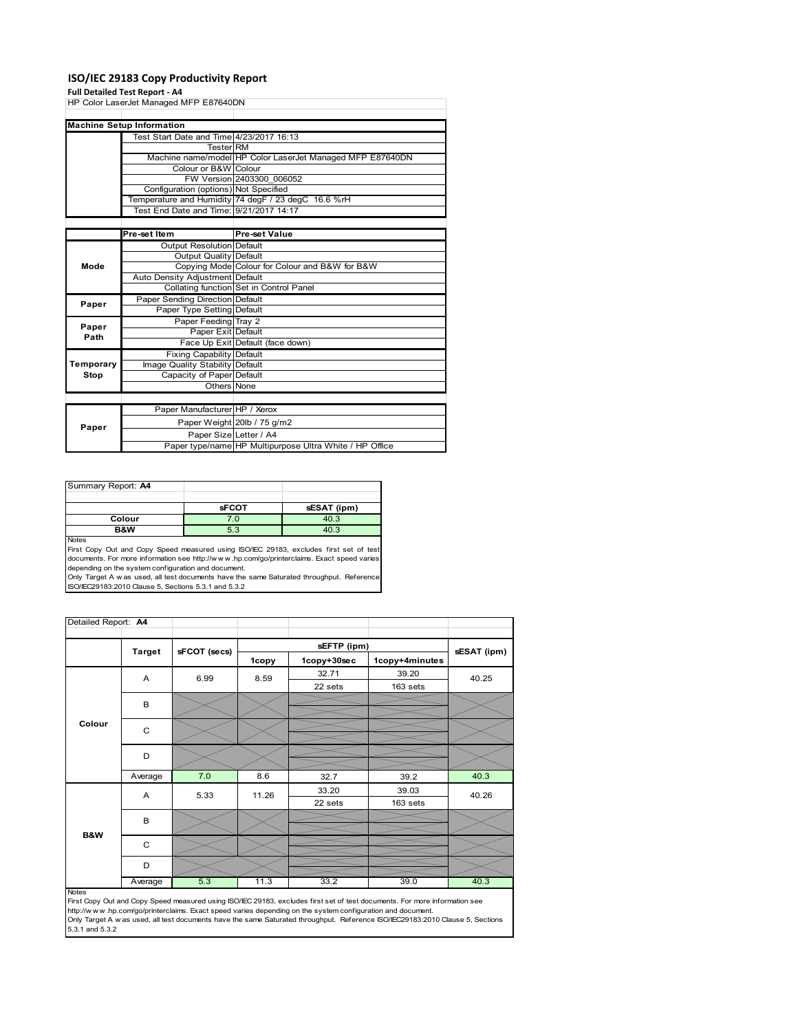# ISO/IEC 29183 Copy Productivity Report

**Full Detailed Test Report - A4**

HP Color LaserJet Managed MFP E87640DN

| Machine Setup Information | | |
|---|---|---|
| | Test Start Date and Time | 4/23/2017 16:13 |
| | Tester | RM |
| | Machine name/model | HP Color LaserJet Managed MFP E87640DN |
| | Colour or B&W | Colour |
| | FW Version | 2403300_006052 |
| | Configuration (options) | Not Specified |
| | Temperature and Humidity | 74 degF / 23 degC 16.6 %rH |
| | Test End Date and Time: | 9/21/2017 14:17 |
| | **Pre-set Item** | **Pre-set Value** |
| Mode | Output Resolution | Default |
| | Output Quality | Default |
| | Copying Mode | Colour for Colour and B&W for B&W |
| | Auto Density Adjustment | Default |
| | Collating function | Set in Control Panel |
| Paper | Paper Sending Direction | Default |
| | Paper Type Setting | Default |
| Paper Path | Paper Feeding | Tray 2 |
| | Paper Exit | Default |
| | Face Up Exit | Default (face down) |
| Temporary Stop | Fixing Capability | Default |
| | Image Quality Stability | Default |
| | Capacity of Paper | Default |
| | Others | None |
| Paper | Paper Manufacturer | HP / Xerox |
| | Paper Weight | 20lb / 75 g/m2 |
| | Paper Size | Letter / A4 |
| | Paper type/name | HP Multipurpose Ultra White / HP Office |

Summary Report: **A4**

| | sFCOT | sESAT (ipm) |
|---|---|---|
| **Colour** | 7.0 | 40.3 |
| **B&W** | 5.3 | 40.3 |

Notes
First Copy Out and Copy Speed measured using ISO/IEC 29183, excludes first set of test documents. For more information see http://www.hp.com/go/printerclaims. Exact speed varies depending on the system configuration and document.
Only Target A was used, all test documents have the same Saturated throughput. Reference ISO/IEC29183:2010 Clause 5, Sections 5.3.1 and 5.3.2

Detailed Report: **A4**

| | Target | sFCOT (secs) | sEFTP (ipm) | | | sESAT (ipm) |
|---|---|---|---|---|---|---|
| | | | 1copy | 1copy+30sec | 1copy+4minutes | |
| Colour | A | 6.99 | 8.59 | 32.71<br>22 sets | 39.20<br>163 sets | 40.25 |
| | B | | | | | |
| | C | | | | | |
| | D | | | | | |
| | Average | 7.0 | 8.6 | 32.7 | 39.2 | 40.3 |
| B&W | A | 5.33 | 11.26 | 33.20<br>22 sets | 39.03<br>163 sets | 40.26 |
| | B | | | | | |
| | C | | | | | |
| | D | | | | | |
| | Average | 5.3 | 11.3 | 33.2 | 39.0 | 40.3 |

Notes
First Copy Out and Copy Speed measured using ISO/IEC 29183, excludes first set of test documents. For more information see http://www.hp.com/go/printerclaims. Exact speed varies depending on the system configuration and document.
Only Target A was used, all test documents have the same Saturated throughput. Reference ISO/IEC29183:2010 Clause 5, Sections 5.3.1 and 5.3.2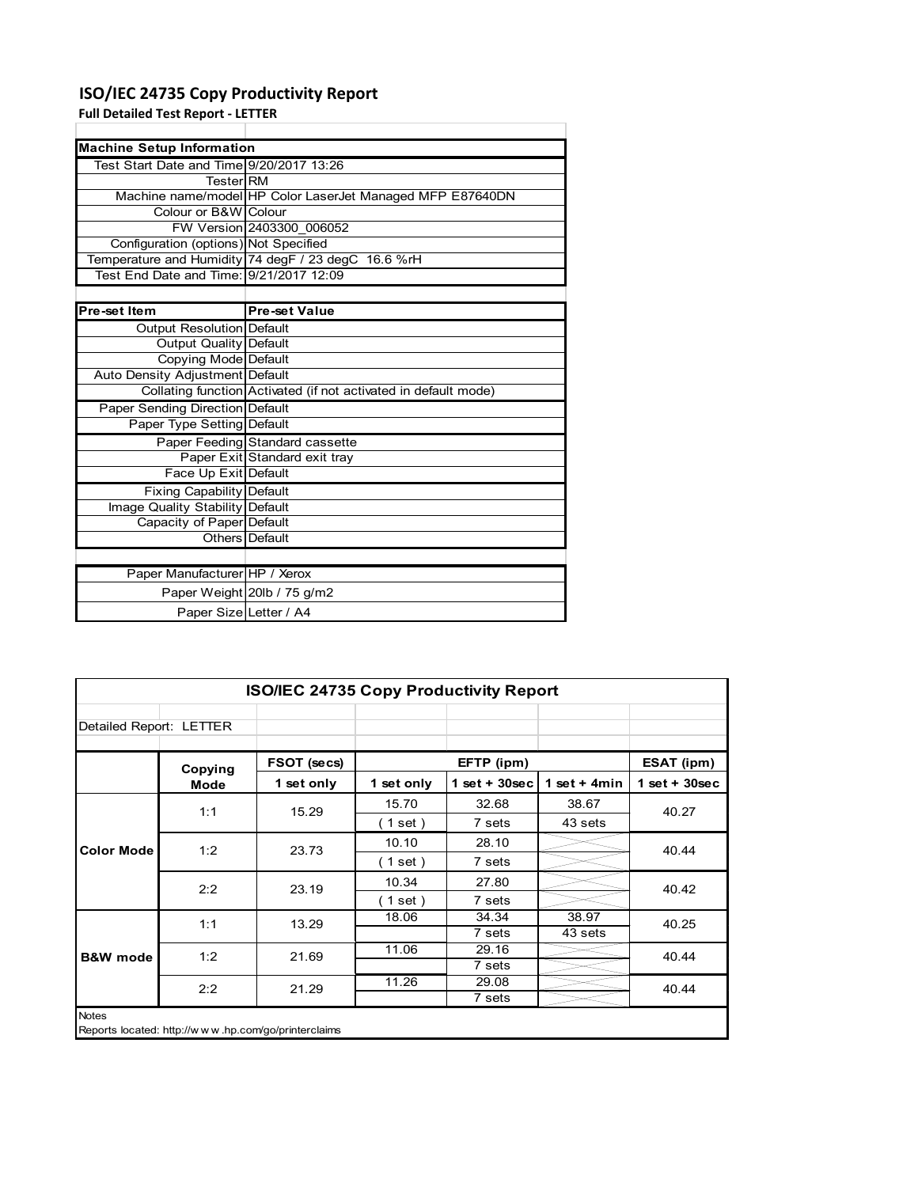# ISO/IEC 24735 Copy Productivity Report

**Full Detailed Test Report - LETTER**

| Machine Setup Information | |
|---|---|
| Test Start Date and Time | 9/20/2017 13:26 |
| Tester | RM |
| Machine name/model | HP Color LaserJet Managed MFP E87640DN |
| Colour or B&W | Colour |
| FW Version | 2403300_006052 |
| Configuration (options) | Not Specified |
| Temperature and Humidity | 74 degF / 23 degC 16.6 %rH |
| Test End Date and Time: | 9/21/2017 12:09 |

| Pre-set Item | Pre-set Value |
|---|---|
| Output Resolution | Default |
| Output Quality | Default |
| Copying Mode | Default |
| Auto Density Adjustment | Default |
| Collating function | Activated (if not activated in default mode) |
| Paper Sending Direction | Default |
| Paper Type Setting | Default |
| Paper Feeding | Standard cassette |
| Paper Exit | Standard exit tray |
| Face Up Exit | Default |
| Fixing Capability | Default |
| Image Quality Stability | Default |
| Capacity of Paper | Default |
| Others | Default |

| | |
|---|---|
| Paper Manufacturer | HP / Xerox |
| Paper Weight | 20lb / 75 g/m2 |
| Paper Size | Letter / A4 |

**ISO/IEC 24735 Copy Productivity Report**

Detailed Report: LETTER

| | Copying Mode | FSOT (secs) | EFTP (ipm) | | | ESAT (ipm) |
|---|---|---|---|---|---|---|
| | | 1 set only | 1 set only | 1 set + 30sec | 1 set + 4min | 1 set + 30sec |
| Color Mode | 1:1 | 15.29 | 15.70 | 32.68 | 38.67 | 40.27 |
| | | | ( 1 set ) | 7 sets | 43 sets | |
| | 1:2 | 23.73 | 10.10 | 28.10 | | 40.44 |
| | | | ( 1 set ) | 7 sets | | |
| | 2:2 | 23.19 | 10.34 | 27.80 | | 40.42 |
| | | | ( 1 set ) | 7 sets | | |
| B&W mode | 1:1 | 13.29 | 18.06 | 34.34 | 38.97 | 40.25 |
| | | | | 7 sets | 43 sets | |
| | 1:2 | 21.69 | 11.06 | 29.16 | | 40.44 |
| | | | | 7 sets | | |
| | 2:2 | 21.29 | 11.26 | 29.08 | | 40.44 |
| | | | | 7 sets | | |

Notes

Reports located: http://www.hp.com/go/printerclaims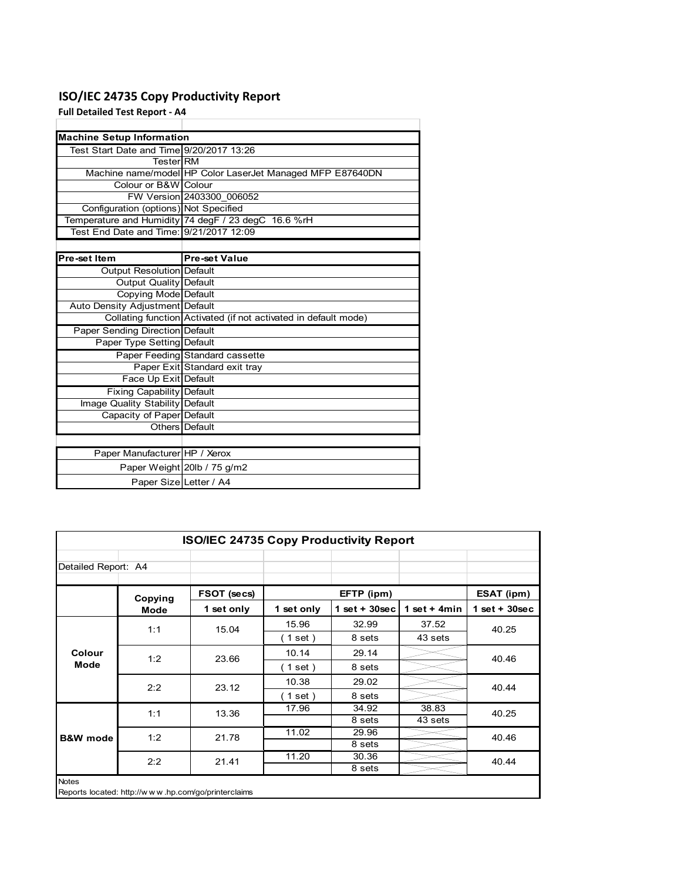# ISO/IEC 24735 Copy Productivity Report

**Full Detailed Test Report - A4**

| Machine Setup Information | |
|---|---|
| Test Start Date and Time | 9/20/2017 13:26 |
| Tester | RM |
| Machine name/model | HP Color LaserJet Managed MFP E87640DN |
| Colour or B&W | Colour |
| FW Version | 2403300_006052 |
| Configuration (options) | Not Specified |
| Temperature and Humidity | 74 degF / 23 degC 16.6 %rH |
| Test End Date and Time: | 9/21/2017 12:09 |

| Pre-set Item | Pre-set Value |
|---|---|
| Output Resolution | Default |
| Output Quality | Default |
| Copying Mode | Default |
| Auto Density Adjustment | Default |
| Collating function | Activated (if not activated in default mode) |
| Paper Sending Direction | Default |
| Paper Type Setting | Default |
| Paper Feeding | Standard cassette |
| Paper Exit | Standard exit tray |
| Face Up Exit | Default |
| Fixing Capability | Default |
| Image Quality Stability | Default |
| Capacity of Paper | Default |
| Others | Default |

| | |
|---|---|
| Paper Manufacturer | HP / Xerox |
| Paper Weight | 20lb / 75 g/m2 |
| Paper Size | Letter / A4 |

**ISO/IEC 24735 Copy Productivity Report**

Detailed Report: A4

| | Copying Mode | FSOT (secs) | EFTP (ipm) | | | ESAT (ipm) |
|---|---|---|---|---|---|---|
| | | 1 set only | 1 set only | 1 set + 30sec | 1 set + 4min | 1 set + 30sec |
| Colour Mode | 1:1 | 15.04 | 15.96 | 32.99 | 37.52 | 40.25 |
| | | | ( 1 set ) | 8 sets | 43 sets | |
| | 1:2 | 23.66 | 10.14 | 29.14 | | 40.46 |
| | | | ( 1 set ) | 8 sets | | |
| | 2:2 | 23.12 | 10.38 | 29.02 | | 40.44 |
| | | | ( 1 set ) | 8 sets | | |
| B&W mode | 1:1 | 13.36 | 17.96 | 34.92 | 38.83 | 40.25 |
| | | | | 8 sets | 43 sets | |
| | 1:2 | 21.78 | 11.02 | 29.96 | | 40.46 |
| | | | | 8 sets | | |
| | 2:2 | 21.41 | 11.20 | 30.36 | | 40.44 |
| | | | | 8 sets | | |

Notes

Reports located: http://w w w .hp.com/go/printerclaims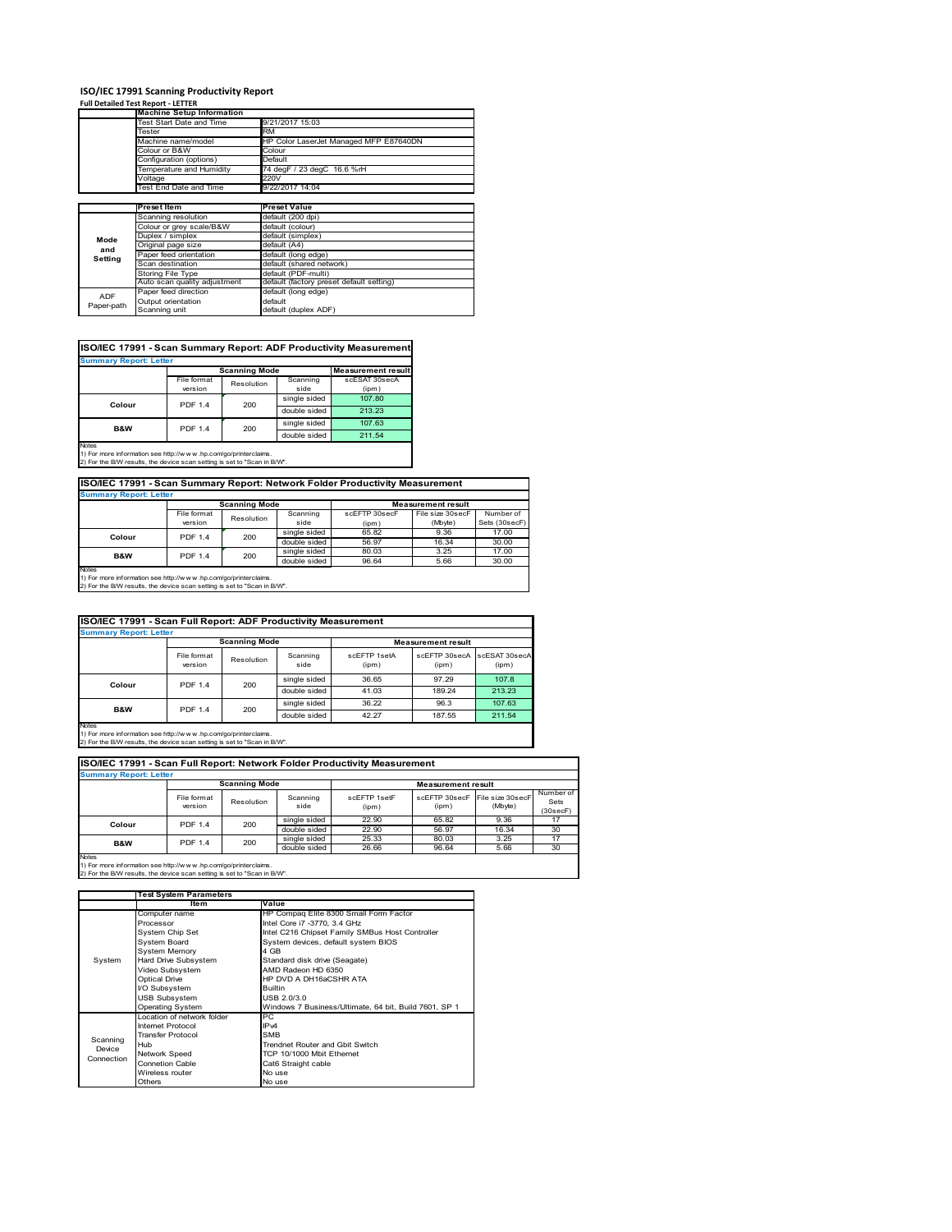# ISO/IEC 17991 Scanning Productivity Report

**Full Detailed Test Report - LETTER**

| | Machine Setup Information | |
|---|---|---|
| | Test Start Date and Time | 9/21/2017 15:03 |
| | Tester | RM |
| | Machine name/model | HP Color LaserJet Managed MFP E87640DN |
| | Colour or B&W | Colour |
| | Configuration (options) | Default |
| | Temperature and Humidity | 74 degF / 23 degC 16.6 %rH |
| | Voltage | 220V |
| | Test End Date and Time | 9/22/2017 14:04 |

| | Preset Item | Preset Value |
|---|---|---|
| Mode and Setting | Scanning resolution | default (200 dpi) |
| | Colour or grey scale/B&W | default (colour) |
| | Duplex / simplex | default (simplex) |
| | Original page size | default (A4) |
| | Paper feed orientation | default (long edge) |
| | Scan destination | default (shared network) |
| | Storing File Type | default (PDF-multi) |
| | Auto scan quality adjustment | default (factory preset default setting) |
| ADF Paper-path | Paper feed direction | default (long edge) |
| | Output orientation | default |
| | Scanning unit | default (duplex ADF) |

## ISO/IEC 17991 - Scan Summary Report: ADF Productivity Measurement

**Summary Report: Letter**

| | Scanning Mode | | | Measurement result |
|---|---|---|---|---|
| | File format version | Resolution | Scanning side | scESAT 30secA (ipm) |
| Colour | PDF 1.4 | 200 | single sided | 107.80 |
| | | | double sided | 213.23 |
| B&W | PDF 1.4 | 200 | single sided | 107.63 |
| | | | double sided | 211.54 |

Notes
1) For more information see http://w w w .hp.com/go/printerclaims.
2) For the B/W results, the device scan setting is set to "Scan in B/W".

## ISO/IEC 17991 - Scan Summary Report: Network Folder Productivity Measurement

**Summary Report: Letter**

| | Scanning Mode | | | Measurement result | | |
|---|---|---|---|---|---|---|
| | File format version | Resolution | Scanning side | scEFTP 30secF (ipm) | File size 30secF (Mbyte) | Number of Sets (30secF) |
| Colour | PDF 1.4 | 200 | single sided | 65.82 | 9.36 | 17.00 |
| | | | double sided | 56.97 | 16.34 | 30.00 |
| B&W | PDF 1.4 | 200 | single sided | 80.03 | 3.25 | 17.00 |
| | | | double sided | 96.64 | 5.66 | 30.00 |

Notes
1) For more information see http://w w w .hp.com/go/printerclaims.
2) For the B/W results, the device scan setting is set to "Scan in B/W".

## ISO/IEC 17991 - Scan Full Report: ADF Productivity Measurement

**Summary Report: Letter**

| | Scanning Mode | | | Measurement result | | |
|---|---|---|---|---|---|---|
| | File format version | Resolution | Scanning side | scEFTP 1setA (ipm) | scEFTP 30secA (ipm) | scESAT 30secA (ipm) |
| Colour | PDF 1.4 | 200 | single sided | 36.65 | 97.29 | 107.8 |
| | | | double sided | 41.03 | 189.24 | 213.23 |
| B&W | PDF 1.4 | 200 | single sided | 36.22 | 96.3 | 107.63 |
| | | | double sided | 42.27 | 187.55 | 211.54 |

Notes
1) For more information see http://w w w .hp.com/go/printerclaims.
2) For the B/W results, the device scan setting is set to "Scan in B/W".

## ISO/IEC 17991 - Scan Full Report: Network Folder Productivity Measurement

**Summary Report: Letter**

| | Scanning Mode | | | Measurement result | | | |
|---|---|---|---|---|---|---|---|
| | File format version | Resolution | Scanning side | scEFTP 1setF (ipm) | scEFTP 30secF (ipm) | File size 30secF (Mbyte) | Number of Sets (30secF) |
| Colour | PDF 1.4 | 200 | single sided | 22.90 | 65.82 | 9.36 | 17 |
| | | | double sided | 22.90 | 56.97 | 16.34 | 30 |
| B&W | PDF 1.4 | 200 | single sided | 25.33 | 80.03 | 3.25 | 17 |
| | | | double sided | 26.66 | 96.64 | 5.66 | 30 |

Notes
1) For more information see http://w w w .hp.com/go/printerclaims.
2) For the B/W results, the device scan setting is set to "Scan in B/W".

| | Test System Parameters | |
|---|---|---|
| | Item | Value |
| System | Computer name | HP Compaq Elite 8300 Small Form Factor |
| | Processor | Intel Core i7 -3770, 3.4 GHz |
| | System Chip Set | Intel C216 Chipset Family SMBus Host Controller |
| | System Board | System devices, default system BIOS |
| | System Memory | 4 GB |
| | Hard Drive Subsystem | Standard disk drive (Seagate) |
| | Video Subsystem | AMD Radeon HD 6350 |
| | Optical Drive | HP DVD A DH16aCSHR ATA |
| | I/O Subsystem | Builtin |
| | USB Subsystem | USB 2.0/3.0 |
| | Operating System | Windows 7 Business/Ultimate, 64 bit, Build 7601, SP 1 |
| Scanning Device Connection | Location of network folder | PC |
| | Internet Protocol | IPv4 |
| | Transfer Protocol | SMB |
| | Hub | Trendnet Router and Gbit Switch |
| | Network Speed | TCP 10/1000 Mbit Ethernet |
| | Connetion Cable | Cat6 Straight cable |
| | Wireless router | No use |
| | Others | No use |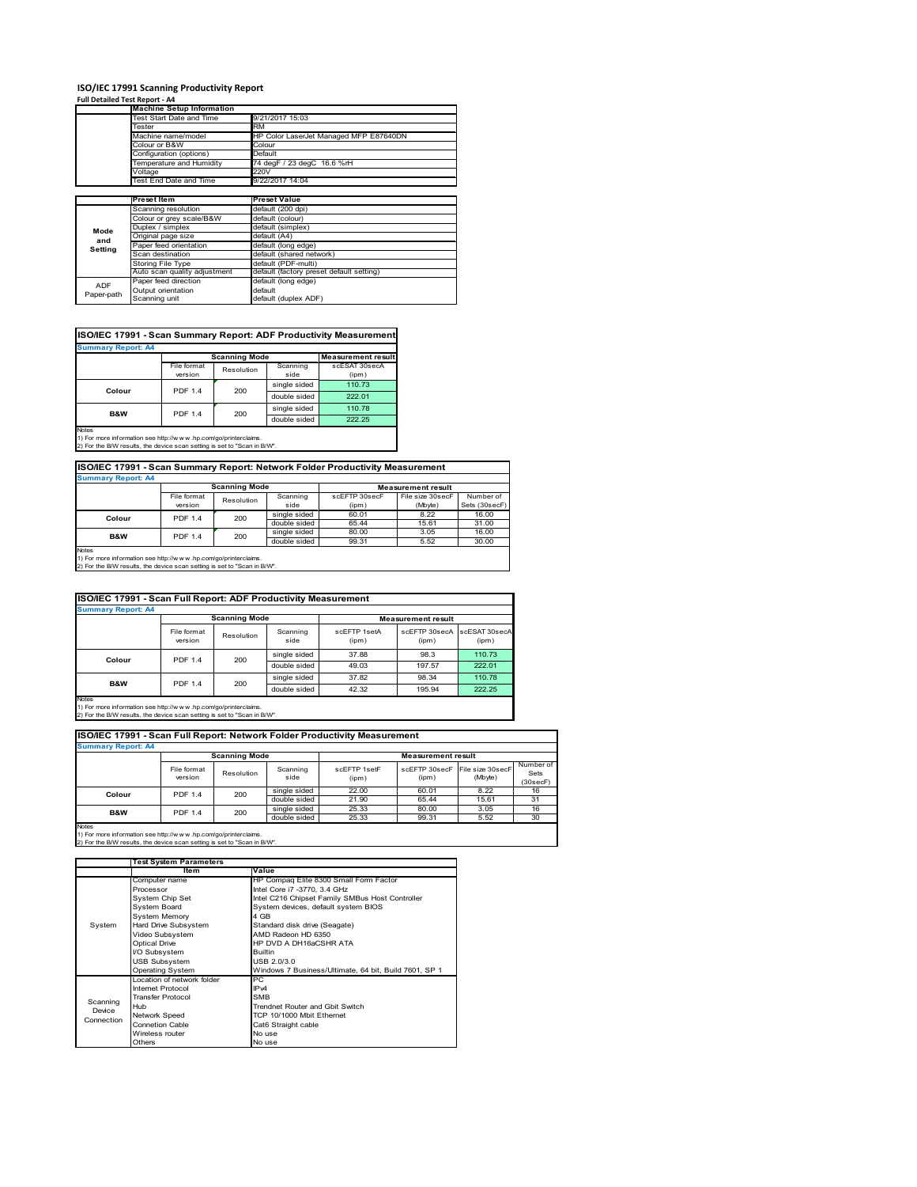# ISO/IEC 17991 Scanning Productivity Report

**Full Detailed Test Report - A4**

| | Machine Setup Information | |
|---|---|---|
| | Test Start Date and Time | 9/21/2017 15:03 |
| | Tester | RM |
| | Machine name/model | HP Color LaserJet Managed MFP E87640DN |
| | Colour or B&W | Colour |
| | Configuration (options) | Default |
| | Temperature and Humidity | 74 degF / 23 degC 16.6 %rH |
| | Voltage | 220V |
| | Test End Date and Time | 9/22/2017 14:04 |

| | Preset Item | Preset Value |
|---|---|---|
| Mode and Setting | Scanning resolution | default (200 dpi) |
| | Colour or grey scale/B&W | default (colour) |
| | Duplex / simplex | default (simplex) |
| | Original page size | default (A4) |
| | Paper feed orientation | default (long edge) |
| | Scan destination | default (shared network) |
| | Storing File Type | default (PDF-multi) |
| | Auto scan quality adjustment | default (factory preset default setting) |
| ADF Paper-path | Paper feed direction | default (long edge) |
| | Output orientation | default |
| | Scanning unit | default (duplex ADF) |

## ISO/IEC 17991 - Scan Summary Report: ADF Productivity Measurement

**Summary Report: A4**

| | Scanning Mode | | | Measurement result |
|---|---|---|---|---|
| | File format version | Resolution | Scanning side | scESAT 30secA (ipm) |
| Colour | PDF 1.4 | 200 | single sided | 110.73 |
| | | | double sided | 222.01 |
| B&W | PDF 1.4 | 200 | single sided | 110.78 |
| | | | double sided | 222.25 |

Notes
1) For more information see http://www.hp.com/go/printerclaims.
2) For the B/W results, the device scan setting is set to "Scan in B/W".

## ISO/IEC 17991 - Scan Summary Report: Network Folder Productivity Measurement

**Summary Report: A4**

| | Scanning Mode | | | Measurement result | | |
|---|---|---|---|---|---|---|
| | File format version | Resolution | Scanning side | scEFTP 30secF (ipm) | File size 30secF (Mbyte) | Number of Sets (30secF) |
| Colour | PDF 1.4 | 200 | single sided | 60.01 | 8.22 | 16.00 |
| | | | double sided | 65.44 | 15.61 | 31.00 |
| B&W | PDF 1.4 | 200 | single sided | 80.00 | 3.05 | 16.00 |
| | | | double sided | 99.31 | 5.52 | 30.00 |

Notes
1) For more information see http://www.hp.com/go/printerclaims.
2) For the B/W results, the device scan setting is set to "Scan in B/W".

## ISO/IEC 17991 - Scan Full Report: ADF Productivity Measurement

**Summary Report: A4**

| | Scanning Mode | | | Measurement result | | |
|---|---|---|---|---|---|---|
| | File format version | Resolution | Scanning side | scEFTP 1setA (ipm) | scEFTP 30secA (ipm) | scESAT 30secA (ipm) |
| Colour | PDF 1.4 | 200 | single sided | 37.88 | 98.3 | 110.73 |
| | | | double sided | 49.03 | 197.57 | 222.01 |
| B&W | PDF 1.4 | 200 | single sided | 37.82 | 98.34 | 110.78 |
| | | | double sided | 42.32 | 195.94 | 222.25 |

Notes
1) For more information see http://www.hp.com/go/printerclaims.
2) For the B/W results, the device scan setting is set to "Scan in B/W".

## ISO/IEC 17991 - Scan Full Report: Network Folder Productivity Measurement

**Summary Report: A4**

| | Scanning Mode | | | Measurement result | | | |
|---|---|---|---|---|---|---|---|
| | File format version | Resolution | Scanning side | scEFTP 1setF (ipm) | scEFTP 30secF (ipm) | File size 30secF (Mbyte) | Number of Sets (30secF) |
| Colour | PDF 1.4 | 200 | single sided | 22.00 | 60.01 | 8.22 | 16 |
| | | | double sided | 21.90 | 65.44 | 15.61 | 31 |
| B&W | PDF 1.4 | 200 | single sided | 25.33 | 80.00 | 3.05 | 16 |
| | | | double sided | 25.33 | 99.31 | 5.52 | 30 |

Notes
1) For more information see http://www.hp.com/go/printerclaims.
2) For the B/W results, the device scan setting is set to "Scan in B/W".

| | Test System Parameters | |
|---|---|---|
| | Item | Value |
| System | Computer name | HP Compaq Elite 8300 Small Form Factor |
| | Processor | Intel Core i7 -3770, 3.4 GHz |
| | System Chip Set | Intel C216 Chipset Family SMBus Host Controller |
| | System Board | System devices, default system BIOS |
| | System Memory | 4 GB |
| | Hard Drive Subsystem | Standard disk drive (Seagate) |
| | Video Subsystem | AMD Radeon HD 6350 |
| | Optical Drive | HP DVD A DH16aCSHR ATA |
| | I/O Subsystem | Builtin |
| | USB Subsystem | USB 2.0/3.0 |
| | Operating System | Windows 7 Business/Ultimate, 64 bit, Build 7601, SP 1 |
| Scanning Device Connection | Location of network folder | PC |
| | Internet Protocol | IPv4 |
| | Transfer Protocol | SMB |
| | Hub | Trendnet Router and Gbit Switch |
| | Network Speed | TCP 10/1000 Mbit Ethernet |
| | Connetion Cable | Cat6 Straight cable |
| | Wireless router | No use |
| | Others | No use |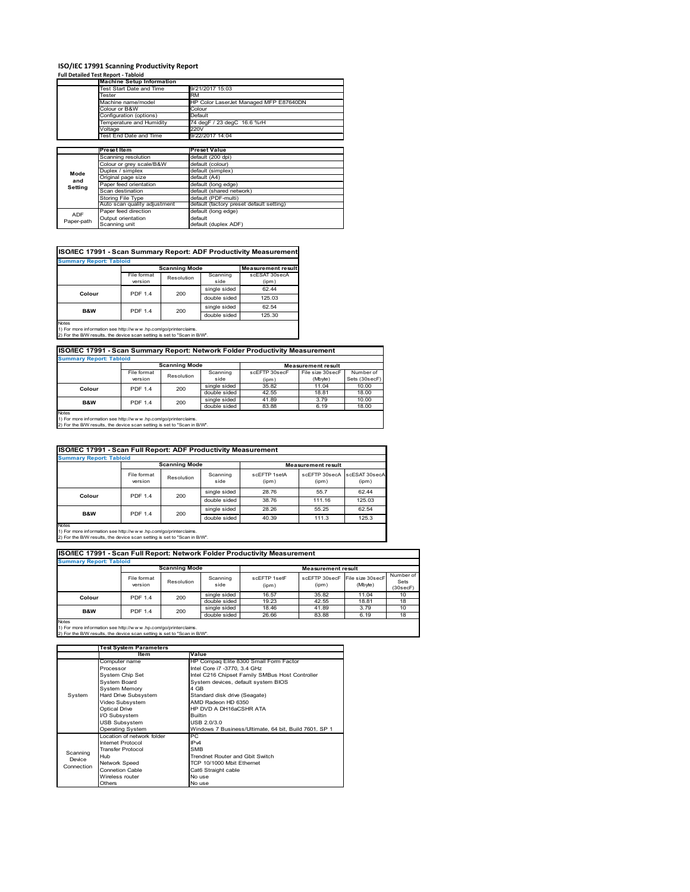# ISO/IEC 17991 Scanning Productivity Report

**Full Detailed Test Report - Tabloid**

| | Machine Setup Information | |
|---|---|---|
| | Test Start Date and Time | 9/21/2017 15:03 |
| | Tester | RM |
| | Machine name/model | HP Color LaserJet Managed MFP E87640DN |
| | Colour or B&W | Colour |
| | Configuration (options) | Default |
| | Temperature and Humidity | 74 degF / 23 degC 16.6 %rH |
| | Voltage | 220V |
| | Test End Date and Time | 9/22/2017 14:04 |

| | Preset Item | Preset Value |
|---|---|---|
| Mode and Setting | Scanning resolution | default (200 dpi) |
| | Colour or grey scale/B&W | default (colour) |
| | Duplex / simplex | default (simplex) |
| | Original page size | default (A4) |
| | Paper feed orientation | default (long edge) |
| | Scan destination | default (shared network) |
| | Storing File Type | default (PDF-multi) |
| | Auto scan quality adjustment | default (factory preset default setting) |
| ADF Paper-path | Paper feed direction | default (long edge) |
| | Output orientation | default |
| | Scanning unit | default (duplex ADF) |

## ISO/IEC 17991 - Scan Summary Report: ADF Productivity Measurement

**Summary Report: Tabloid**

| | Scanning Mode | | | Measurement result |
|---|---|---|---|---|
| | File format version | Resolution | Scanning side | scESAT 30secA (ipm) |
| Colour | PDF 1.4 | 200 | single sided | 62.44 |
| | | | double sided | 125.03 |
| B&W | PDF 1.4 | 200 | single sided | 62.54 |
| | | | double sided | 125.30 |

Notes
1) For more information see http://www.hp.com/go/printerclaims.
2) For the B/W results, the device scan setting is set to "Scan in B/W".

## ISO/IEC 17991 - Scan Summary Report: Network Folder Productivity Measurement

**Summary Report: Tabloid**

| | Scanning Mode | | | Measurement result | | |
|---|---|---|---|---|---|---|
| | File format version | Resolution | Scanning side | scEFTP 30secF (ipm) | File size 30secF (Mbyte) | Number of Sets (30secF) |
| Colour | PDF 1.4 | 200 | single sided | 35.82 | 11.04 | 10.00 |
| | | | double sided | 42.55 | 18.81 | 18.00 |
| B&W | PDF 1.4 | 200 | single sided | 41.89 | 3.79 | 10.00 |
| | | | double sided | 83.88 | 6.19 | 18.00 |

Notes
1) For more information see http://www.hp.com/go/printerclaims.
2) For the B/W results, the device scan setting is set to "Scan in B/W".

## ISO/IEC 17991 - Scan Full Report: ADF Productivity Measurement

**Summary Report: Tabloid**

| | Scanning Mode | | | Measurement result | | |
|---|---|---|---|---|---|---|
| | File format version | Resolution | Scanning side | scEFTP 1setA (ipm) | scEFTP 30secA (ipm) | scESAT 30secA (ipm) |
| Colour | PDF 1.4 | 200 | single sided | 28.76 | 55.7 | 62.44 |
| | | | double sided | 38.76 | 111.16 | 125.03 |
| B&W | PDF 1.4 | 200 | single sided | 28.26 | 55.25 | 62.54 |
| | | | double sided | 40.39 | 111.3 | 125.3 |

Notes
1) For more information see http://www.hp.com/go/printerclaims.
2) For the B/W results, the device scan setting is set to "Scan in B/W".

## ISO/IEC 17991 - Scan Full Report: Network Folder Productivity Measurement

**Summary Report: Tabloid**

| | Scanning Mode | | | Measurement result | | | |
|---|---|---|---|---|---|---|---|
| | File format version | Resolution | Scanning side | scEFTP 1setF (ipm) | scEFTP 30secF (ipm) | File size 30secF (Mbyte) | Number of Sets (30secF) |
| Colour | PDF 1.4 | 200 | single sided | 16.57 | 35.82 | 11.04 | 10 |
| | | | double sided | 19.23 | 42.55 | 18.81 | 18 |
| B&W | PDF 1.4 | 200 | single sided | 18.46 | 41.89 | 3.79 | 10 |
| | | | double sided | 26.66 | 83.88 | 6.19 | 18 |

Notes
1) For more information see http://www.hp.com/go/printerclaims.
2) For the B/W results, the device scan setting is set to "Scan in B/W".

| | Test System Parameters | |
|---|---|---|
| | Item | Value |
| System | Computer name | HP Compaq Elite 8300 Small Form Factor |
| | Processor | Intel Core i7 -3770, 3.4 GHz |
| | System Chip Set | Intel C216 Chipset Family SMBus Host Controller |
| | System Board | System devices, default system BIOS |
| | System Memory | 4 GB |
| | Hard Drive Subsystem | Standard disk drive (Seagate) |
| | Video Subsystem | AMD Radeon HD 6350 |
| | Optical Drive | HP DVD A DH16aCSHR ATA |
| | I/O Subsystem | Builtin |
| | USB Subsystem | USB 2.0/3.0 |
| | Operating System | Windows 7 Business/Ultimate, 64 bit, Build 7601, SP 1 |
| Scanning Device Connection | Location of network folder | PC |
| | Internet Protocol | IPv4 |
| | Transfer Protocol | SMB |
| | Hub | Trendnet Router and Gbit Switch |
| | Network Speed | TCP 10/1000 Mbit Ethernet |
| | Connetion Cable | Cat6 Straight cable |
| | Wireless router | No use |
| | Others | No use |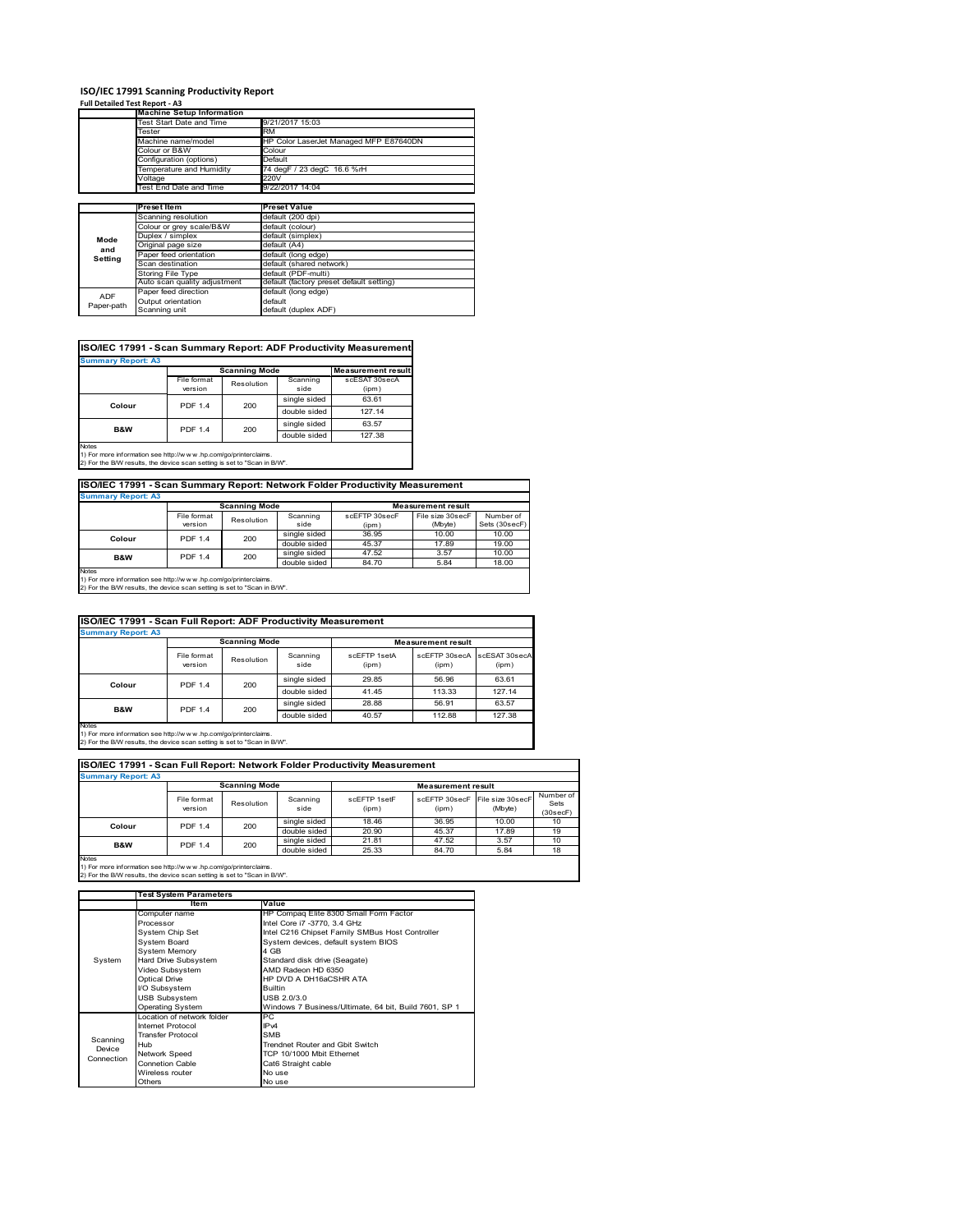# ISO/IEC 17991 Scanning Productivity Report

**Full Detailed Test Report - A3**

| | Machine Setup Information | |
|---|---|---|
| | Test Start Date and Time | 9/21/2017 15:03 |
| | Tester | RM |
| | Machine name/model | HP Color LaserJet Managed MFP E87640DN |
| | Colour or B&W | Colour |
| | Configuration (options) | Default |
| | Temperature and Humidity | 74 degF / 23 degC 16.6 %rH |
| | Voltage | 220V |
| | Test End Date and Time | 9/22/2017 14:04 |

| | Preset Item | Preset Value |
|---|---|---|
| Mode and Setting | Scanning resolution | default (200 dpi) |
| | Colour or grey scale/B&W | default (colour) |
| | Duplex / simplex | default (simplex) |
| | Original page size | default (A4) |
| | Paper feed orientation | default (long edge) |
| | Scan destination | default (shared network) |
| | Storing File Type | default (PDF-multi) |
| | Auto scan quality adjustment | default (factory preset default setting) |
| ADF Paper-path | Paper feed direction | default (long edge) |
| | Output orientation | default |
| | Scanning unit | default (duplex ADF) |

## ISO/IEC 17991 - Scan Summary Report: ADF Productivity Measurement

**Summary Report: A3**

| | Scanning Mode | | | Measurement result |
|---|---|---|---|---|
| | File format version | Resolution | Scanning side | scESAT 30secA (ipm) |
| Colour | PDF 1.4 | 200 | single sided | 63.61 |
| | | | double sided | 127.14 |
| B&W | PDF 1.4 | 200 | single sided | 63.57 |
| | | | double sided | 127.38 |

Notes
1) For more information see http://www.hp.com/go/printerclaims.
2) For the B/W results, the device scan setting is set to "Scan in B/W".

## ISO/IEC 17991 - Scan Summary Report: Network Folder Productivity Measurement

**Summary Report: A3**

| | Scanning Mode | | | Measurement result | | |
|---|---|---|---|---|---|---|
| | File format version | Resolution | Scanning side | scEFTP 30secF (ipm) | File size 30secF (Mbyte) | Number of Sets (30secF) |
| Colour | PDF 1.4 | 200 | single sided | 36.95 | 10.00 | 10.00 |
| | | | double sided | 45.37 | 17.89 | 19.00 |
| B&W | PDF 1.4 | 200 | single sided | 47.52 | 3.57 | 10.00 |
| | | | double sided | 84.70 | 5.84 | 18.00 |

Notes
1) For more information see http://www.hp.com/go/printerclaims.
2) For the B/W results, the device scan setting is set to "Scan in B/W".

## ISO/IEC 17991 - Scan Full Report: ADF Productivity Measurement

**Summary Report: A3**

| | Scanning Mode | | | Measurement result | | |
|---|---|---|---|---|---|---|
| | File format version | Resolution | Scanning side | scEFTP 1setA (ipm) | scEFTP 30secA (ipm) | scESAT 30secA (ipm) |
| Colour | PDF 1.4 | 200 | single sided | 29.85 | 56.96 | 63.61 |
| | | | double sided | 41.45 | 113.33 | 127.14 |
| B&W | PDF 1.4 | 200 | single sided | 28.88 | 56.91 | 63.57 |
| | | | double sided | 40.57 | 112.88 | 127.38 |

Notes
1) For more information see http://www.hp.com/go/printerclaims.
2) For the B/W results, the device scan setting is set to "Scan in B/W".

## ISO/IEC 17991 - Scan Full Report: Network Folder Productivity Measurement

**Summary Report: A3**

| | Scanning Mode | | | Measurement result | | | |
|---|---|---|---|---|---|---|---|
| | File format version | Resolution | Scanning side | scEFTP 1setF (ipm) | scEFTP 30secF (ipm) | File size 30secF (Mbyte) | Number of Sets (30secF) |
| Colour | PDF 1.4 | 200 | single sided | 18.46 | 36.95 | 10.00 | 10 |
| | | | double sided | 20.90 | 45.37 | 17.89 | 19 |
| B&W | PDF 1.4 | 200 | single sided | 21.81 | 47.52 | 3.57 | 10 |
| | | | double sided | 25.33 | 84.70 | 5.84 | 18 |

Notes
1) For more information see http://www.hp.com/go/printerclaims.
2) For the B/W results, the device scan setting is set to "Scan in B/W".

| | Test System Parameters | |
|---|---|---|
| | Item | Value |
| System | Computer name | HP Compaq Elite 8300 Small Form Factor |
| | Processor | Intel Core i7 -3770, 3.4 GHz |
| | System Chip Set | Intel C216 Chipset Family SMBus Host Controller |
| | System Board | System devices, default system BIOS |
| | System Memory | 4 GB |
| | Hard Drive Subsystem | Standard disk drive (Seagate) |
| | Video Subsystem | AMD Radeon HD 6350 |
| | Optical Drive | HP DVD A DH16aCSHR ATA |
| | I/O Subsystem | Builtin |
| | USB Subsystem | USB 2.0/3.0 |
| | Operating System | Windows 7 Business/Ultimate, 64 bit, Build 7601, SP 1 |
| Scanning Device Connection | Location of network folder | PC |
| | Internet Protocol | IPv4 |
| | Transfer Protocol | SMB |
| | Hub | Trendnet Router and Gbit Switch |
| | Network Speed | TCP 10/1000 Mbit Ethernet |
| | Connetion Cable | Cat6 Straight cable |
| | Wireless router | No use |
| | Others | No use |